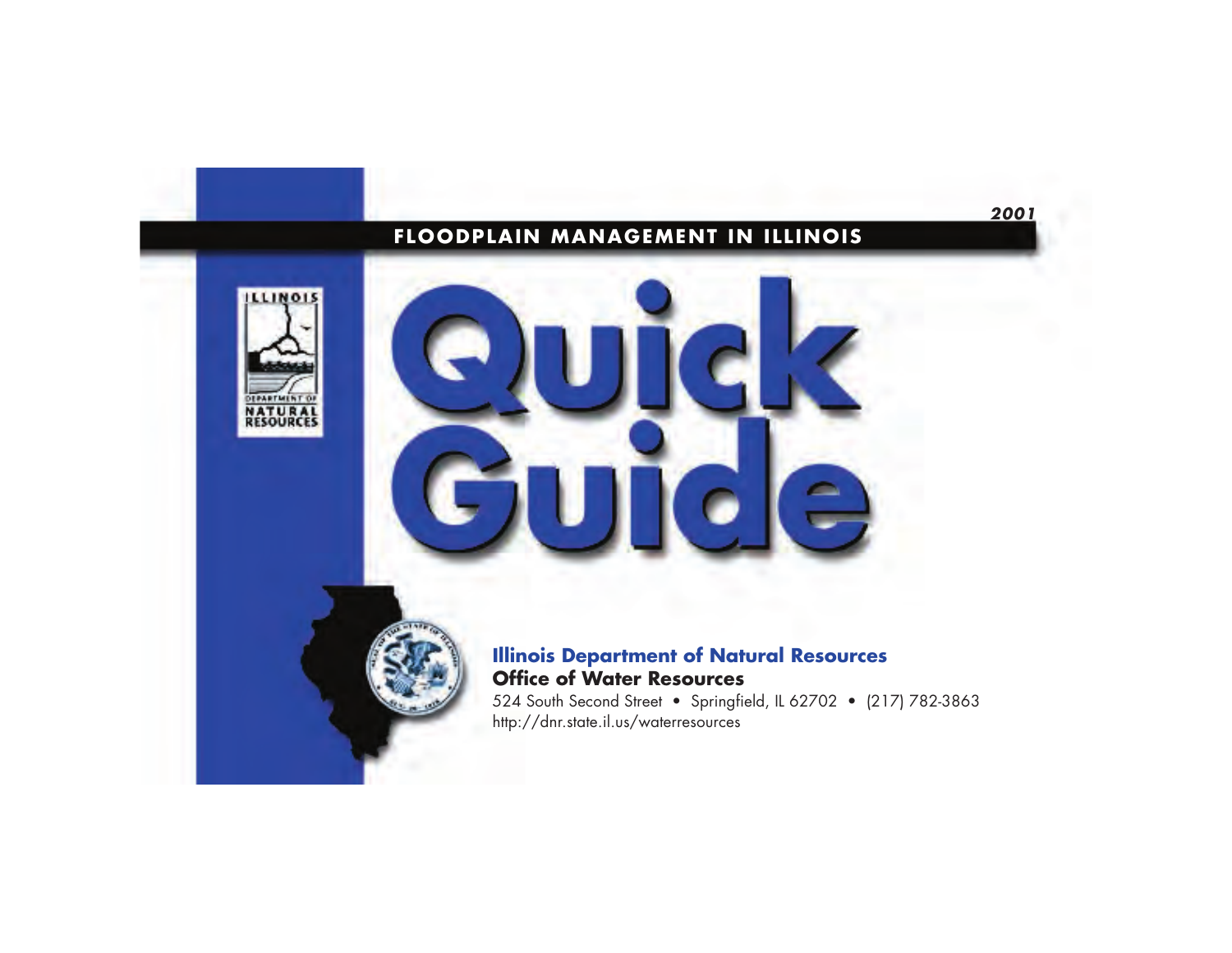**2001**

**FLOODPLAIN MANAGEMENT IN ILLINOIS**

# Quick Guide

**Illinois Department of Natural Resources**

**Office of Water Resources**

524 South Second Street • Springfield, IL 62702 • (217) 782-3863

http://dnr.state.il.us/waterresources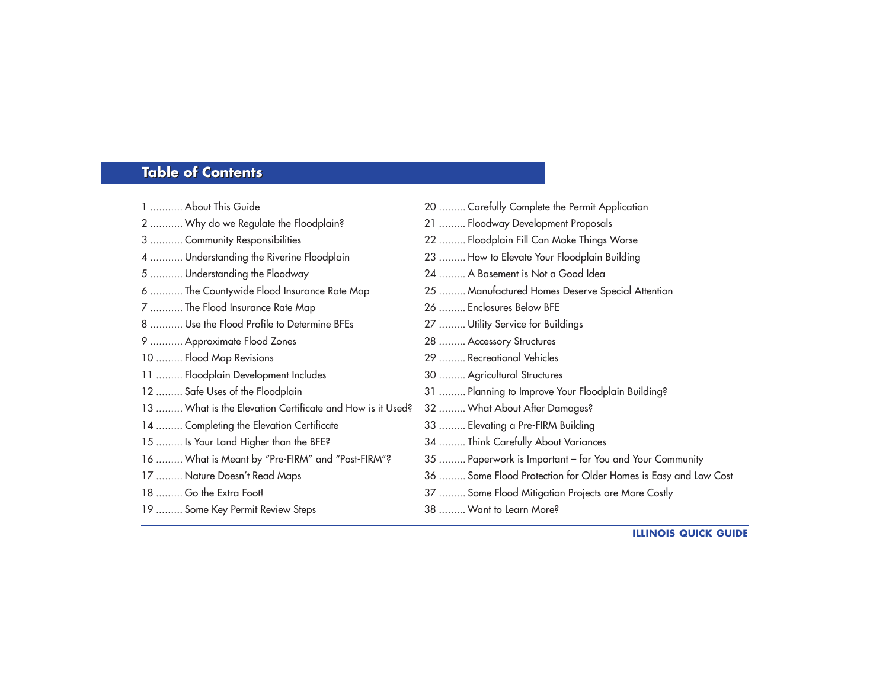# Table of Contents

1 ........... About This Guide
2 ........... Why do we Regulate the Floodplain?
3 ........... Community Responsibilities
4 ........... Understanding the Riverine Floodplain
5 ........... Understanding the Floodway
6 ........... The Countywide Flood Insurance Rate Map
7 ........... The Flood Insurance Rate Map
8 ........... Use the Flood Profile to Determine BFEs
9 ........... Approximate Flood Zones
10 ......... Flood Map Revisions
11 ......... Floodplain Development Includes
12 ......... Safe Uses of the Floodplain
13 ......... What is the Elevation Certificate and How is it Used?
14 ......... Completing the Elevation Certificate
15 ......... Is Your Land Higher than the BFE?
16 ......... What is Meant by "Pre-FIRM" and "Post-FIRM"?
17 ......... Nature Doesn't Read Maps
18 ......... Go the Extra Foot!
19 ......... Some Key Permit Review Steps
20 ......... Carefully Complete the Permit Application
21 ......... Floodway Development Proposals
22 ......... Floodplain Fill Can Make Things Worse
23 ......... How to Elevate Your Floodplain Building
24 ......... A Basement is Not a Good Idea
25 ......... Manufactured Homes Deserve Special Attention
26 ......... Enclosures Below BFE
27 ......... Utility Service for Buildings
28 ......... Accessory Structures
29 ......... Recreational Vehicles
30 ......... Agricultural Structures
31 ......... Planning to Improve Your Floodplain Building?
32 ......... What About After Damages?
33 ......... Elevating a Pre-FIRM Building
34 ......... Think Carefully About Variances
35 ......... Paperwork is Important – for You and Your Community
36 ......... Some Flood Protection for Older Homes is Easy and Low Cost
37 ......... Some Flood Mitigation Projects are More Costly
38 ......... Want to Learn More?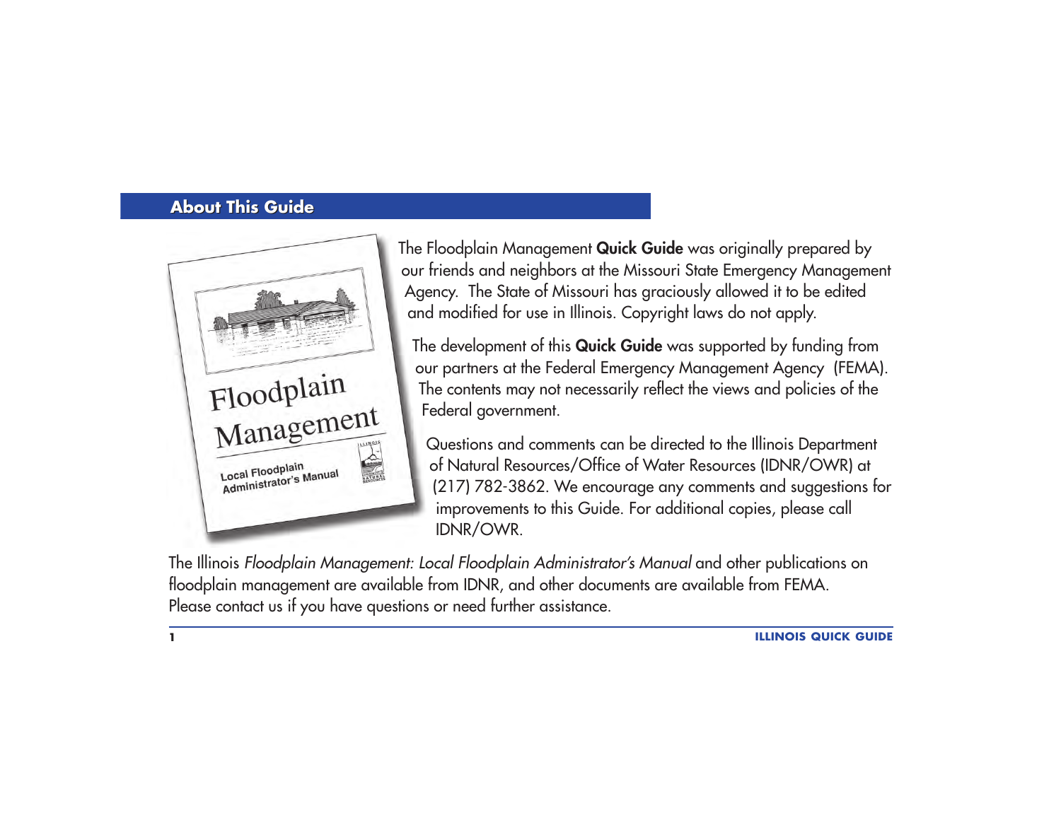## About This Guide

The Floodplain Management **Quick Guide** was originally prepared by our friends and neighbors at the Missouri State Emergency Management Agency. The State of Missouri has graciously allowed it to be edited and modified for use in Illinois. Copyright laws do not apply.

The development of this **Quick Guide** was supported by funding from our partners at the Federal Emergency Management Agency (FEMA). The contents may not necessarily reflect the views and policies of the Federal government.

Questions and comments can be directed to the Illinois Department of Natural Resources/Office of Water Resources (IDNR/OWR) at (217) 782-3862. We encourage any comments and suggestions for improvements to this Guide. For additional copies, please call IDNR/OWR.

The Illinois *Floodplain Management: Local Floodplain Administrator's Manual* and other publications on floodplain management are available from IDNR, and other documents are available from FEMA. Please contact us if you have questions or need further assistance.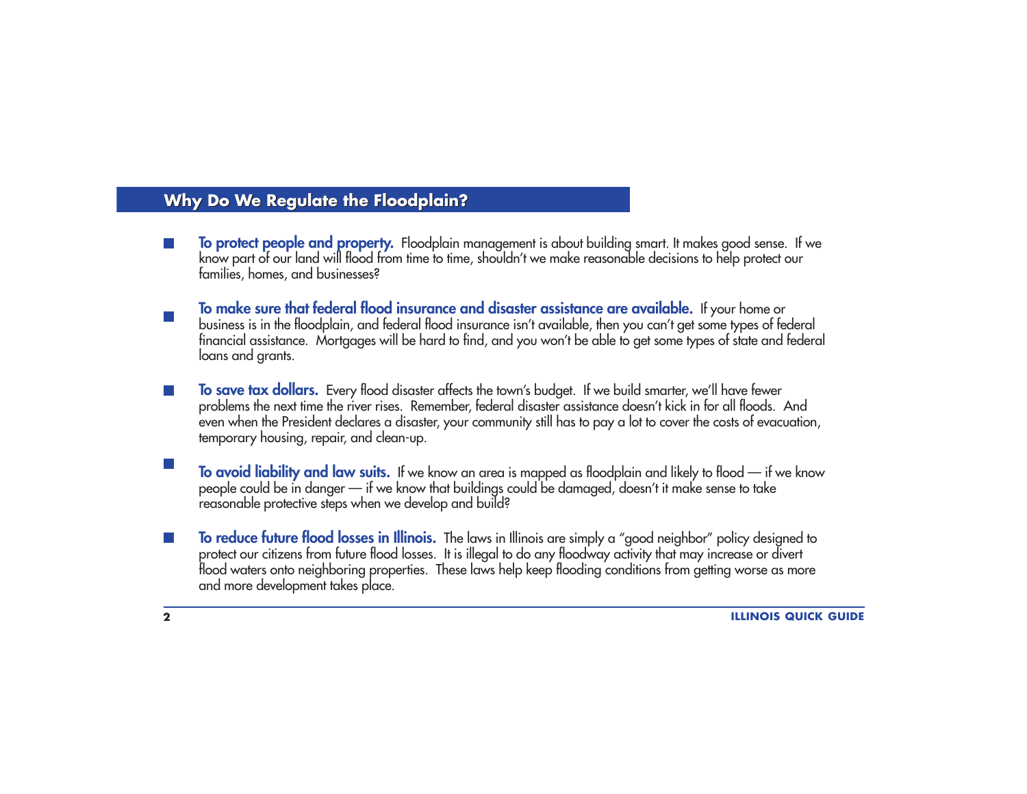## Why Do We Regulate the Floodplain?

- **To protect people and property.** Floodplain management is about building smart. It makes good sense. If we know part of our land will flood from time to time, shouldn't we make reasonable decisions to help protect our families, homes, and businesses?

- **To make sure that federal flood insurance and disaster assistance are available.** If your home or business is in the floodplain, and federal flood insurance isn't available, then you can't get some types of federal financial assistance. Mortgages will be hard to find, and you won't be able to get some types of state and federal loans and grants.

- **To save tax dollars.** Every flood disaster affects the town's budget. If we build smarter, we'll have fewer problems the next time the river rises. Remember, federal disaster assistance doesn't kick in for all floods. And even when the President declares a disaster, your community still has to pay a lot to cover the costs of evacuation, temporary housing, repair, and clean-up.

- **To avoid liability and law suits.** If we know an area is mapped as floodplain and likely to flood — if we know people could be in danger — if we know that buildings could be damaged, doesn't it make sense to take reasonable protective steps when we develop and build?

- **To reduce future flood losses in Illinois.** The laws in Illinois are simply a "good neighbor" policy designed to protect our citizens from future flood losses. It is illegal to do any floodway activity that may increase or divert flood waters onto neighboring properties. These laws help keep flooding conditions from getting worse as more and more development takes place.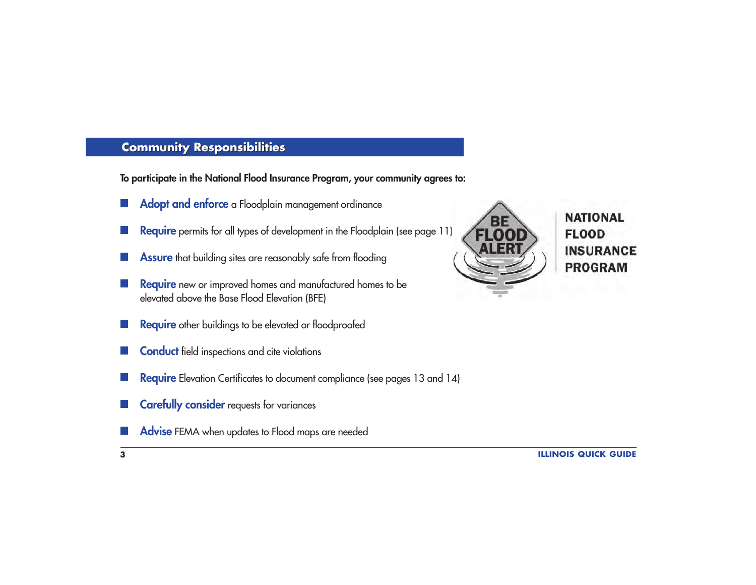## Community Responsibilities

**To participate in the National Flood Insurance Program, your community agrees to:**

- **Adopt and enforce** a Floodplain management ordinance
- **Require** permits for all types of development in the Floodplain (see page 11)
- **Assure** that building sites are reasonably safe from flooding
- **Require** new or improved homes and manufactured homes to be elevated above the Base Flood Elevation (BFE)
- **Require** other buildings to be elevated or floodproofed
- **Conduct** field inspections and cite violations
- **Require** Elevation Certificates to document compliance (see pages 13 and 14)
- **Carefully consider** requests for variances
- **Advise** FEMA when updates to Flood maps are needed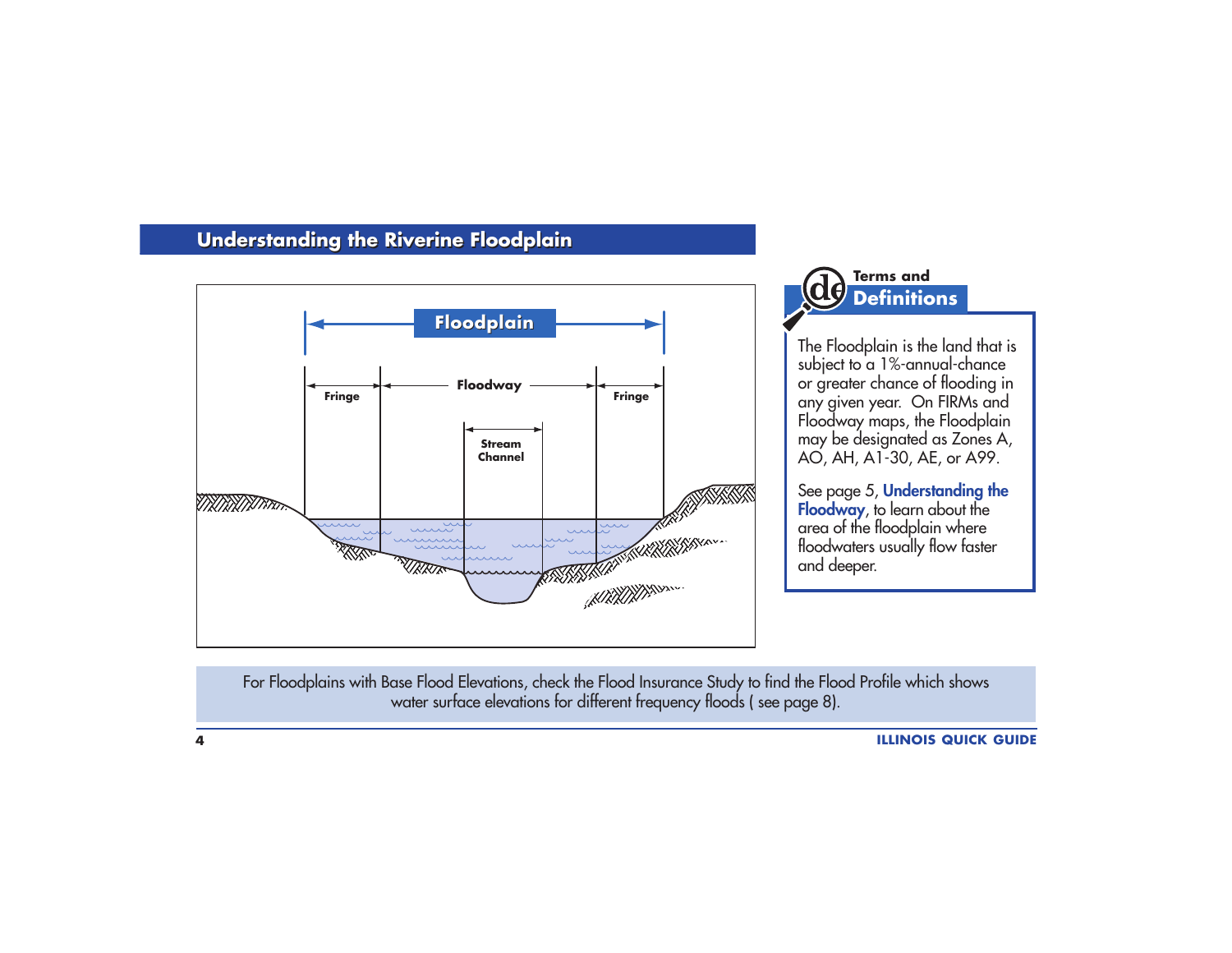## Understanding the Riverine Floodplain

Floodplain

Fringe | Floodway | Fringe

Stream Channel

### Terms and Definitions

The Floodplain is the land that is subject to a 1%-annual-chance or greater chance of flooding in any given year. On FIRMs and Floodway maps, the Floodplain may be designated as Zones A, AO, AH, A1-30, AE, or A99.

See page 5, **Understanding the Floodway**, to learn about the area of the floodplain where floodwaters usually flow faster and deeper.

For Floodplains with Base Flood Elevations, check the Flood Insurance Study to find the Flood Profile which shows water surface elevations for different frequency floods ( see page 8).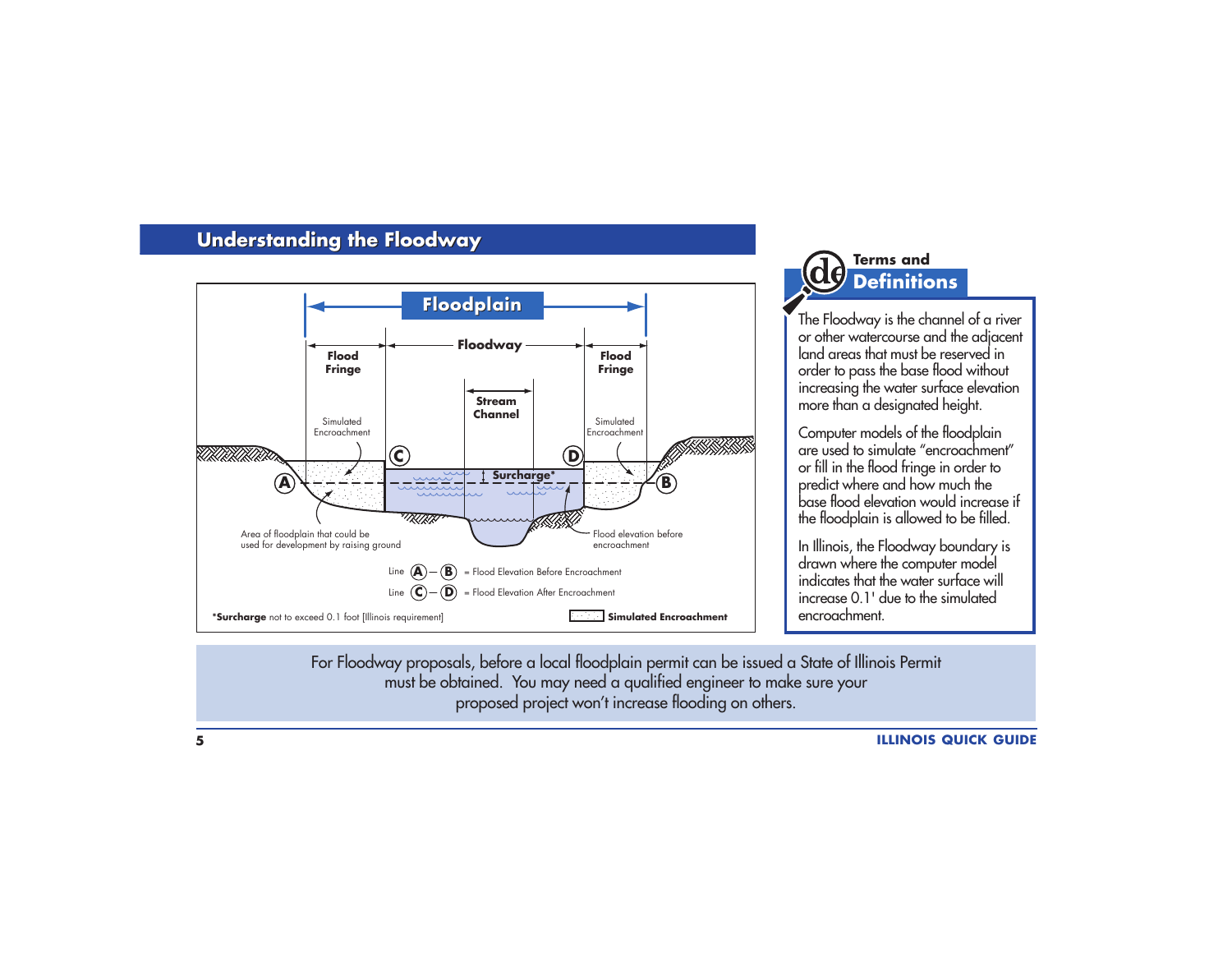## Understanding the Floodway

Floodplain

Flood Fringe | Floodway | Flood Fringe

Stream Channel

Simulated Encroachment

Simulated Encroachment

Surcharge*

Area of floodplain that could be used for development by raising ground

Flood elevation before encroachment

Line (A)—(B) = Flood Elevation Before Encroachment

Line (C)—(D) = Flood Elevation After Encroachment

**\*Surcharge** not to exceed 0.1 foot [Illinois requirement]

**Simulated Encroachment**

### Terms and Definitions

The Floodway is the channel of a river or other watercourse and the adjacent land areas that must be reserved in order to pass the base flood without increasing the water surface elevation more than a designated height.

Computer models of the floodplain are used to simulate "encroachment" or fill in the flood fringe in order to predict where and how much the base flood elevation would increase if the floodplain is allowed to be filled.

In Illinois, the Floodway boundary is drawn where the computer model indicates that the water surface will increase 0.1' due to the simulated encroachment.

For Floodway proposals, before a local floodplain permit can be issued a State of Illinois Permit must be obtained. You may need a qualified engineer to make sure your proposed project won't increase flooding on others.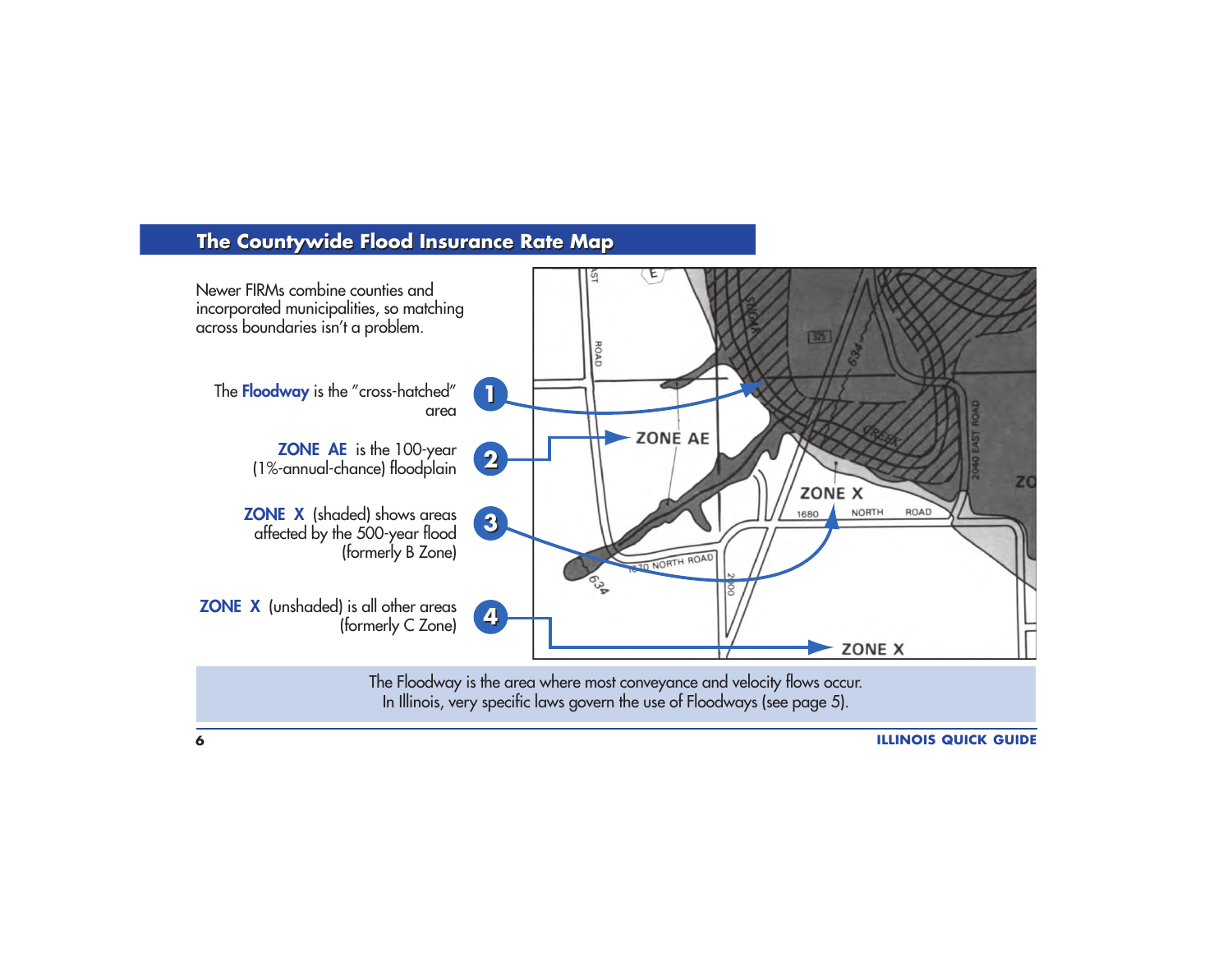## The Countywide Flood Insurance Rate Map

Newer FIRMs combine counties and incorporated municipalities, so matching across boundaries isn't a problem.

1. The **Floodway** is the "cross-hatched" area
2. **ZONE AE** is the 100-year (1%-annual-chance) floodplain
3. **ZONE X** (shaded) shows areas affected by the 500-year flood (formerly B Zone)
4. **ZONE X** (unshaded) is all other areas (formerly C Zone)

The Floodway is the area where most conveyance and velocity flows occur.
In Illinois, very specific laws govern the use of Floodways (see page 5).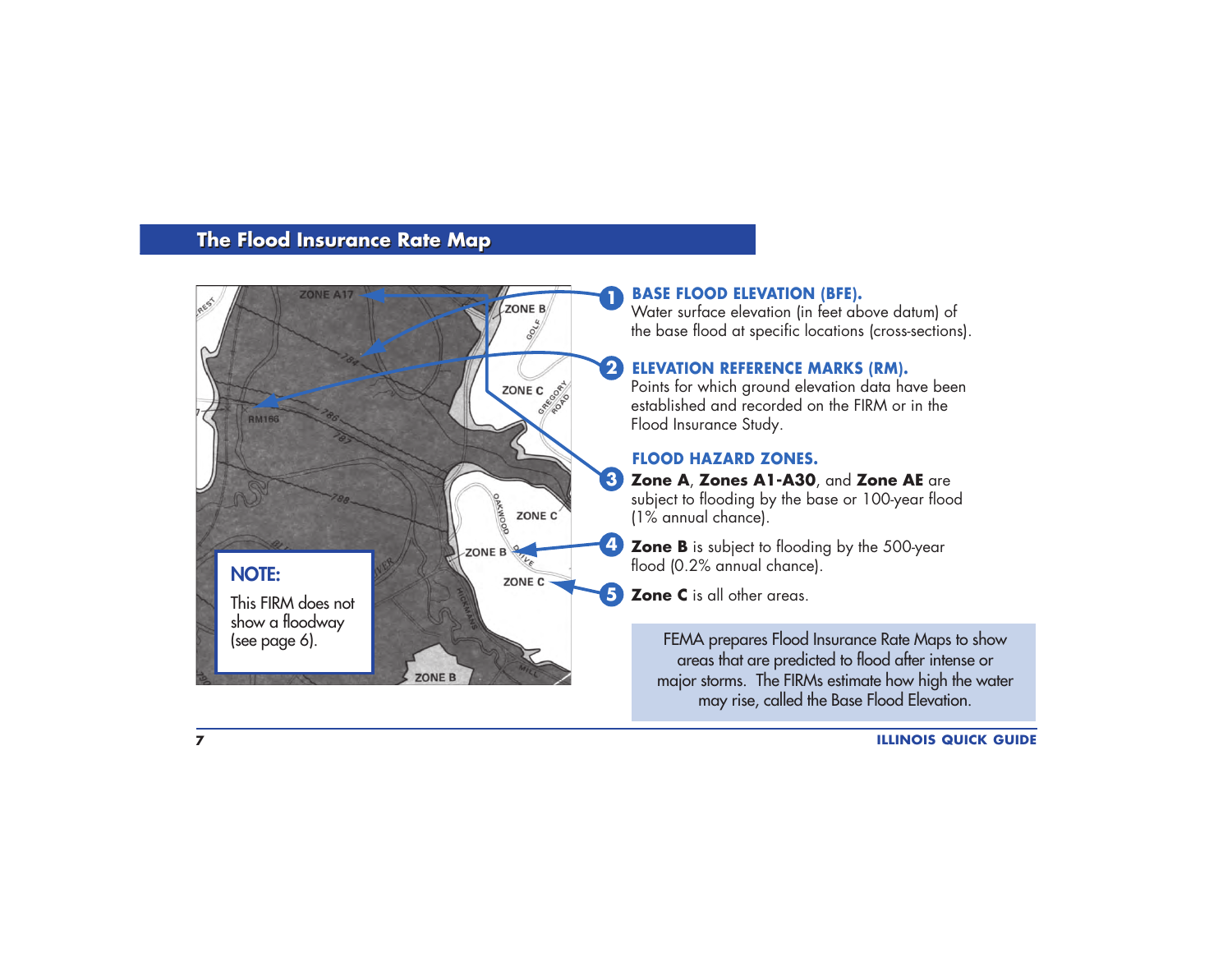## The Flood Insurance Rate Map

**NOTE:**

This FIRM does not show a floodway (see page 6).

1. **BASE FLOOD ELEVATION (BFE).** Water surface elevation (in feet above datum) of the base flood at specific locations (cross-sections).

2. **ELEVATION REFERENCE MARKS (RM).** Points for which ground elevation data have been established and recorded on the FIRM or in the Flood Insurance Study.

**FLOOD HAZARD ZONES.**

3. **Zone A**, **Zones A1-A30**, and **Zone AE** are subject to flooding by the base or 100-year flood (1% annual chance).

4. **Zone B** is subject to flooding by the 500-year flood (0.2% annual chance).

5. **Zone C** is all other areas.

FEMA prepares Flood Insurance Rate Maps to show areas that are predicted to flood after intense or major storms. The FIRMs estimate how high the water may rise, called the Base Flood Elevation.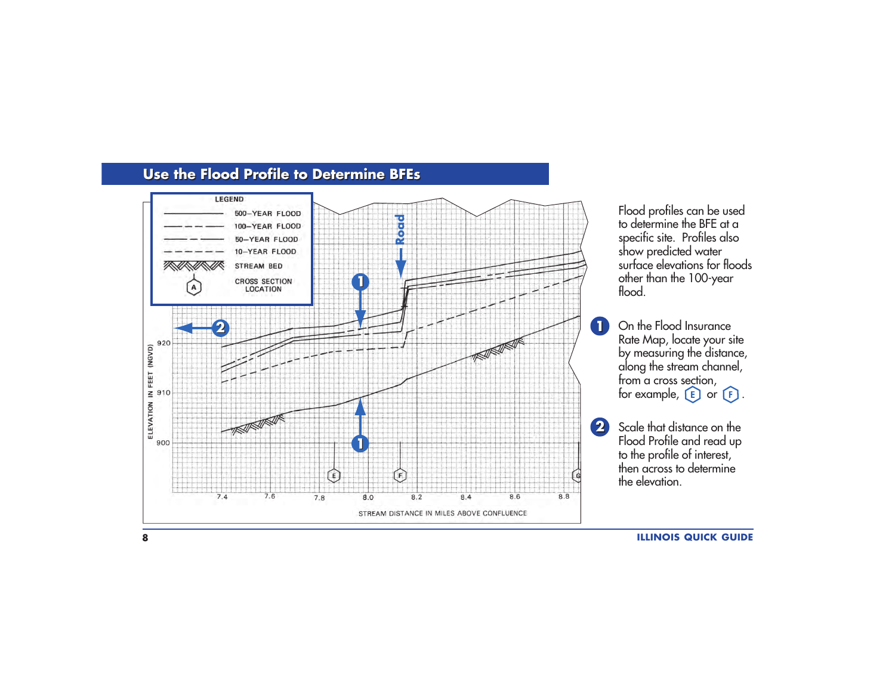## Use the Flood Profile to Determine BFEs

LEGEND

- 500–YEAR FLOOD
- 100–YEAR FLOOD
- 50–YEAR FLOOD
- 10–YEAR FLOOD
- STREAM BED
- CROSS SECTION LOCATION

ELEVATION IN FEET (NGVD)

STREAM DISTANCE IN MILES ABOVE CONFLUENCE

Flood profiles can be used to determine the BFE at a specific site. Profiles also show predicted water surface elevations for floods other than the 100-year flood.

1. On the Flood Insurance Rate Map, locate your site by measuring the distance, along the stream channel, from a cross section, for example, E or F.

2. Scale that distance on the Flood Profile and read up to the profile of interest, then across to determine the elevation.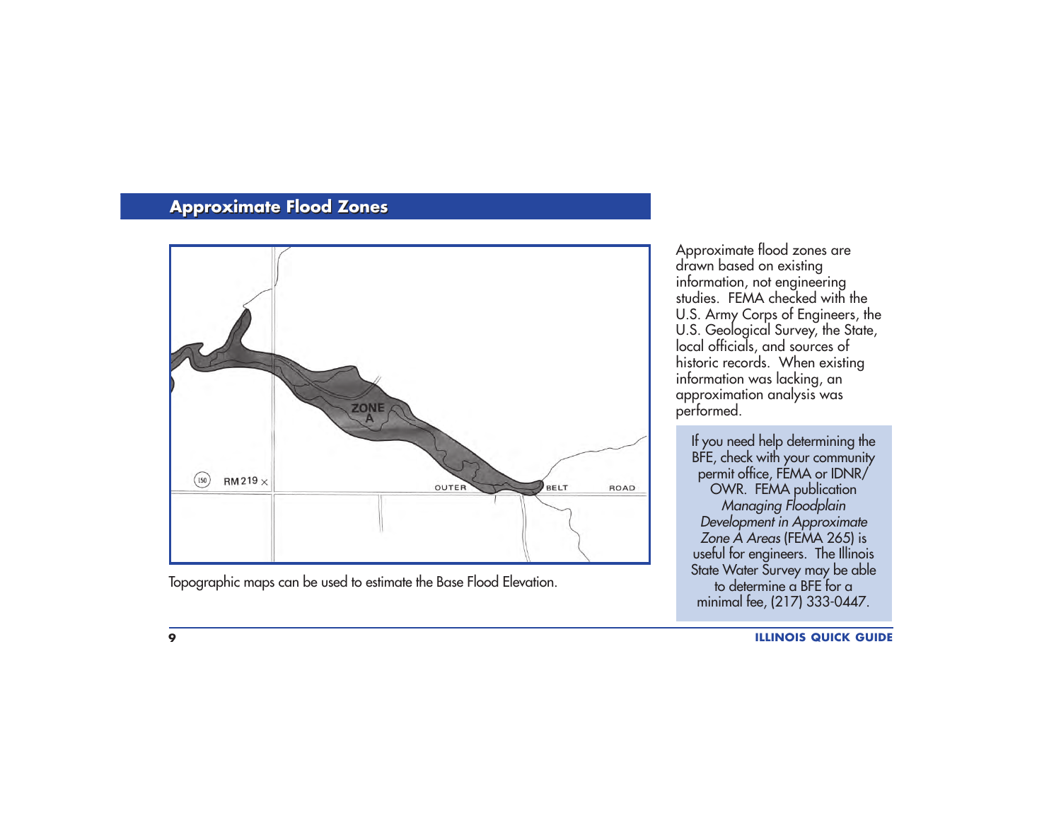## Approximate Flood Zones

Topographic maps can be used to estimate the Base Flood Elevation.

Approximate flood zones are drawn based on existing information, not engineering studies. FEMA checked with the U.S. Army Corps of Engineers, the U.S. Geological Survey, the State, local officials, and sources of historic records. When existing information was lacking, an approximation analysis was performed.

If you need help determining the BFE, check with your community permit office, FEMA or IDNR/OWR. FEMA publication *Managing Floodplain Development in Approximate Zone A Areas* (FEMA 265) is useful for engineers. The Illinois State Water Survey may be able to determine a BFE for a minimal fee, (217) 333-0447.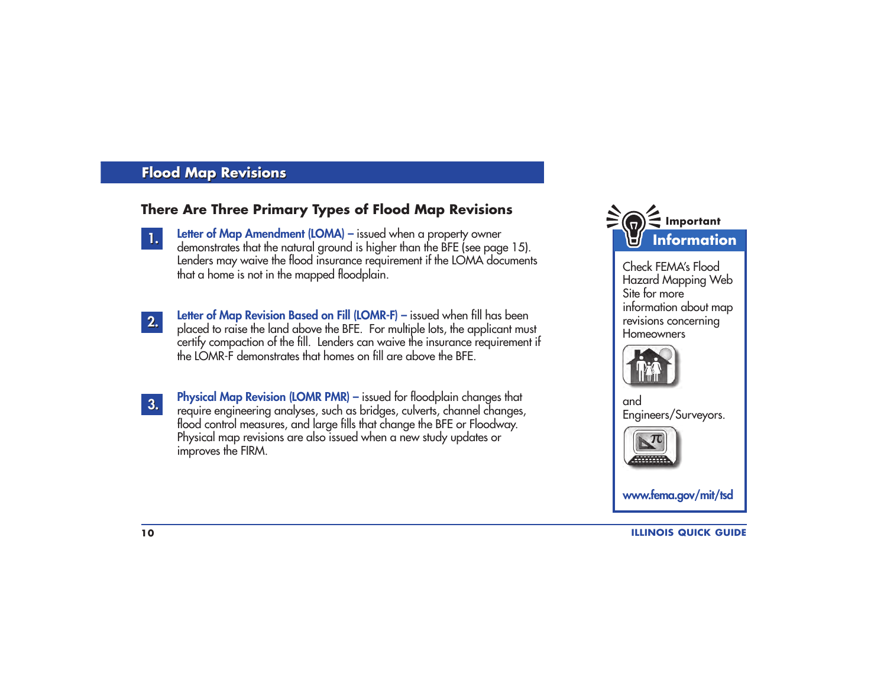## Flood Map Revisions

### There Are Three Primary Types of Flood Map Revisions

1. **Letter of Map Amendment (LOMA) –** issued when a property owner demonstrates that the natural ground is higher than the BFE (see page 15). Lenders may waive the flood insurance requirement if the LOMA documents that a home is not in the mapped floodplain.

2. **Letter of Map Revision Based on Fill (LOMR-F) –** issued when fill has been placed to raise the land above the BFE. For multiple lots, the applicant must certify compaction of the fill. Lenders can waive the insurance requirement if the LOMR-F demonstrates that homes on fill are above the BFE.

3. **Physical Map Revision (LOMR PMR) –** issued for floodplain changes that require engineering analyses, such as bridges, culverts, channel changes, flood control measures, and large fills that change the BFE or Floodway. Physical map revisions are also issued when a new study updates or improves the FIRM.

**Important Information**

Check FEMA's Flood Hazard Mapping Web Site for more information about map revisions concerning Homeowners

and Engineers/Surveyors.

www.fema.gov/mit/tsd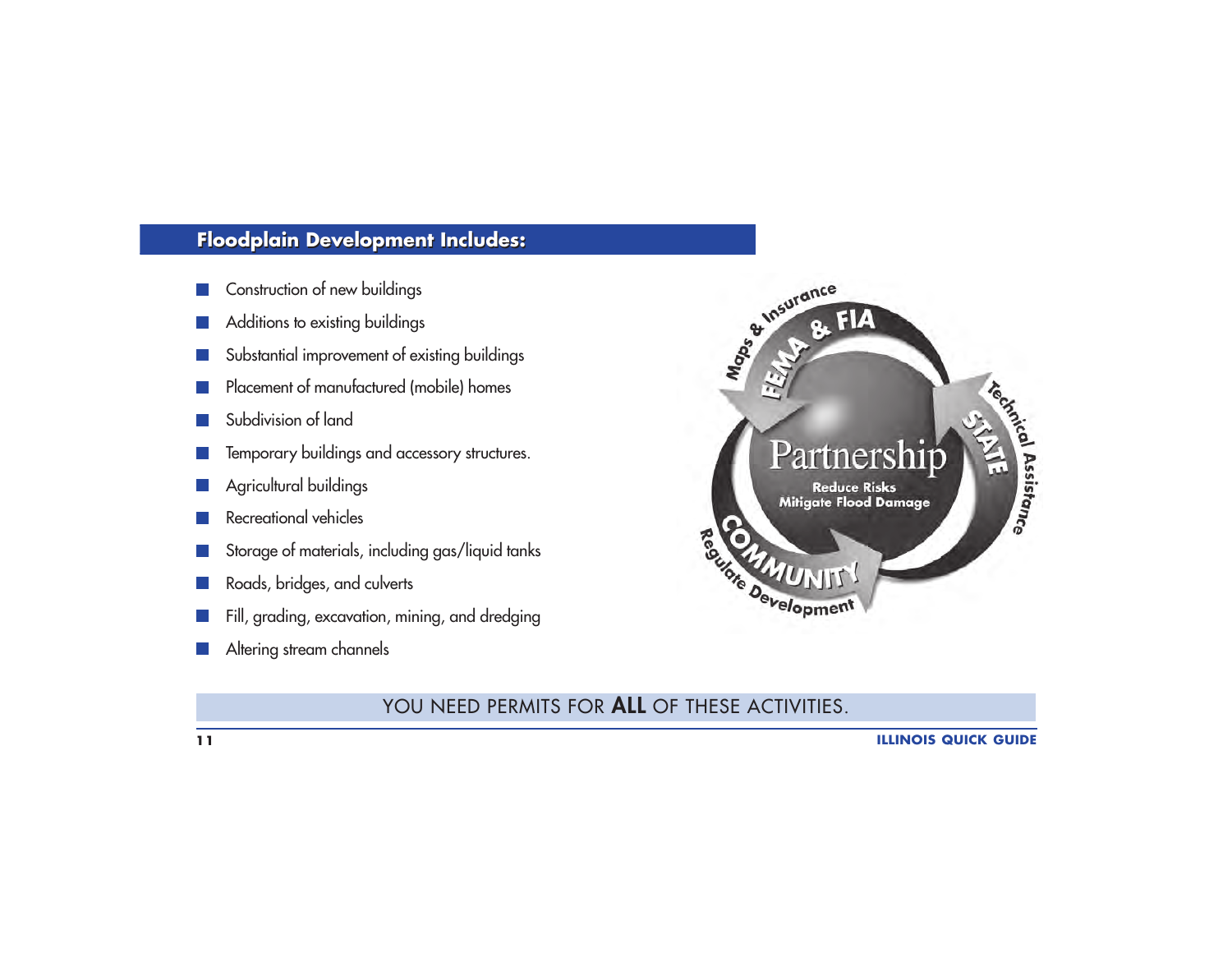## Floodplain Development Includes:

- Construction of new buildings
- Additions to existing buildings
- Substantial improvement of existing buildings
- Placement of manufactured (mobile) homes
- Subdivision of land
- Temporary buildings and accessory structures.
- Agricultural buildings
- Recreational vehicles
- Storage of materials, including gas/liquid tanks
- Roads, bridges, and culverts
- Fill, grading, excavation, mining, and dredging
- Altering stream channels

Maps & Insurance — FEMA & FIA

Technical Assistance — STATE

Regulate Development — COMMUNITY

Partnership

Reduce Risks
Mitigate Flood Damage

YOU NEED PERMITS FOR **ALL** OF THESE ACTIVITIES.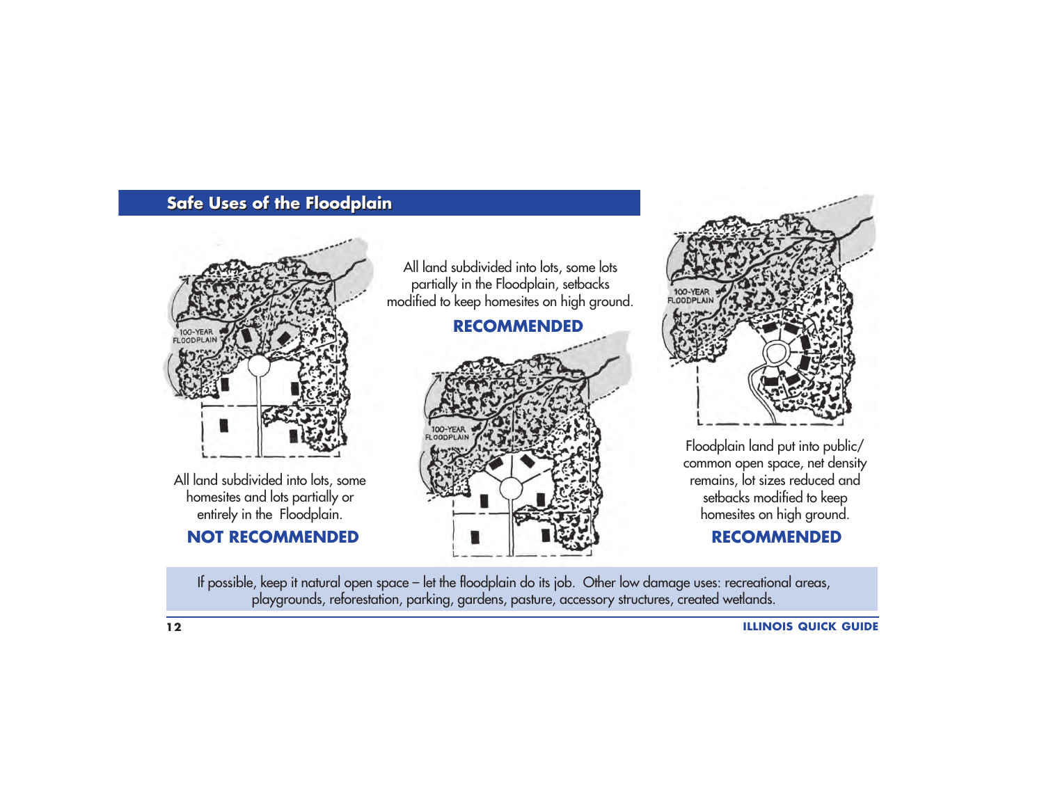## Safe Uses of the Floodplain

All land subdivided into lots, some homesites and lots partially or entirely in the Floodplain.

**NOT RECOMMENDED**

All land subdivided into lots, some lots partially in the Floodplain, setbacks modified to keep homesites on high ground.

**RECOMMENDED**

Floodplain land put into public/ common open space, net density remains, lot sizes reduced and setbacks modified to keep homesites on high ground.

**RECOMMENDED**

If possible, keep it natural open space – let the floodplain do its job. Other low damage uses: recreational areas, playgrounds, reforestation, parking, gardens, pasture, accessory structures, created wetlands.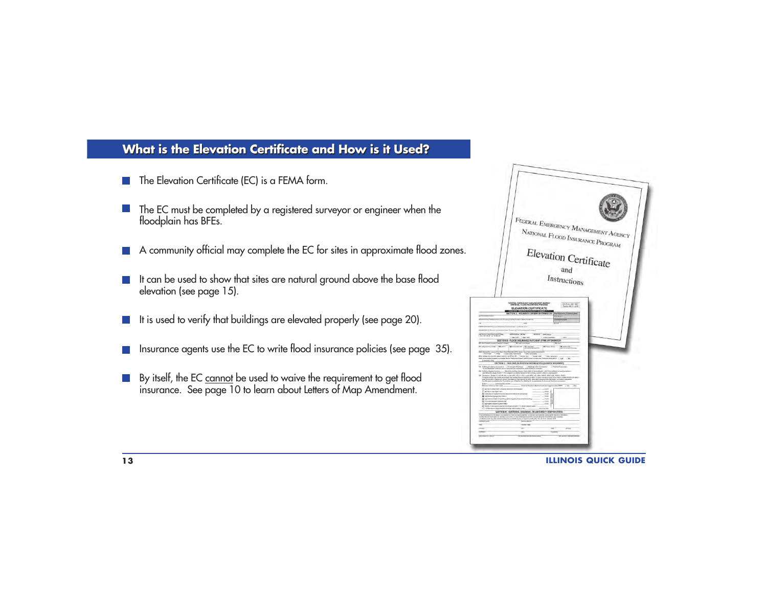## What is the Elevation Certificate and How is it Used?

- The Elevation Certificate (EC) is a FEMA form.
- The EC must be completed by a registered surveyor or engineer when the floodplain has BFEs.
- A community official may complete the EC for sites in approximate flood zones.
- It can be used to show that sites are natural ground above the base flood elevation (see page 15).
- It is used to verify that buildings are elevated properly (see page 20).
- Insurance agents use the EC to write flood insurance policies (see page 35).
- By itself, the EC cannot be used to waive the requirement to get flood insurance. See page 10 to learn about Letters of Map Amendment.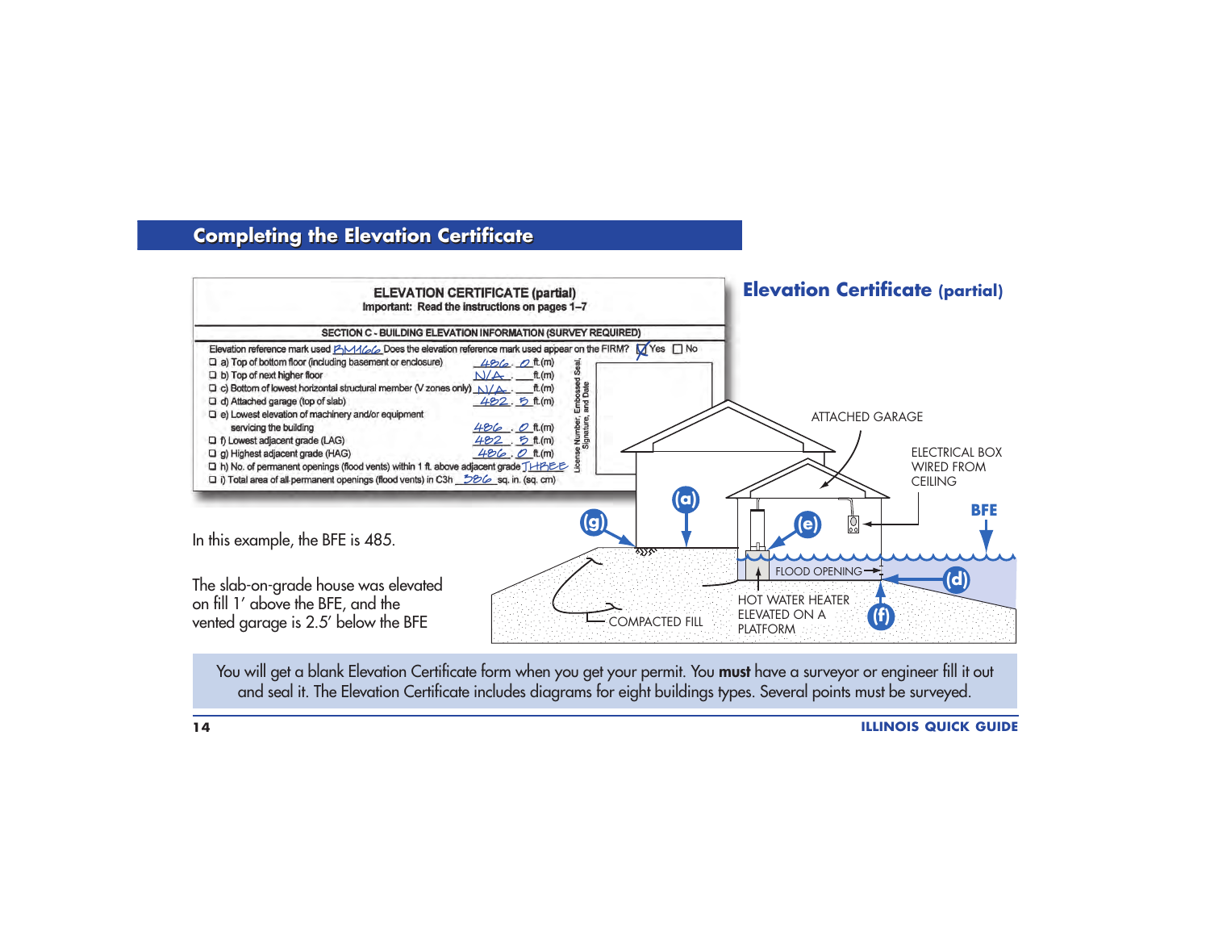## Completing the Elevation Certificate

### Elevation Certificate (partial)

**ELEVATION CERTIFICATE (partial)**
Important: Read the instructions on pages 1–7

**SECTION C - BUILDING ELEVATION INFORMATION (SURVEY REQUIRED)**

Elevation reference mark used BM166 Does the elevation reference mark used appear on the FIRM? ☑ Yes ☐ No

- ☐ a) Top of bottom floor (including basement or enclosure) 486.0 ft.(m)
- ☐ b) Top of next higher floor N/A. ___ ft.(m)
- ☐ c) Bottom of lowest horizontal structural member (V zones only) N/A. ___ ft.(m)
- ☐ d) Attached garage (top of slab) 482.5 ft.(m)
- ☐ e) Lowest elevation of machinery and/or equipment servicing the building 486.0 ft.(m)
- ☐ f) Lowest adjacent grade (LAG) 482.5 ft.(m)
- ☐ g) Highest adjacent grade (HAG) 486.0 ft.(m)
- ☐ h) No. of permanent openings (flood vents) within 1 ft. above adjacent grade THREE
- ☐ i) Total area of all permanent openings (flood vents) in C3h 586 sq. in. (sq. cm)

License Number, Embossed Seal, Signature, and Date

ATTACHED GARAGE

ELECTRICAL BOX WIRED FROM CEILING

BFE

(g) (a) (e) (d) (f)

FLOOD OPENING

HOT WATER HEATER ELEVATED ON A PLATFORM

COMPACTED FILL

In this example, the BFE is 485.

The slab-on-grade house was elevated on fill 1′ above the BFE, and the vented garage is 2.5′ below the BFE

You will get a blank Elevation Certificate form when you get your permit. You **must** have a surveyor or engineer fill it out and seal it. The Elevation Certificate includes diagrams for eight buildings types. Several points must be surveyed.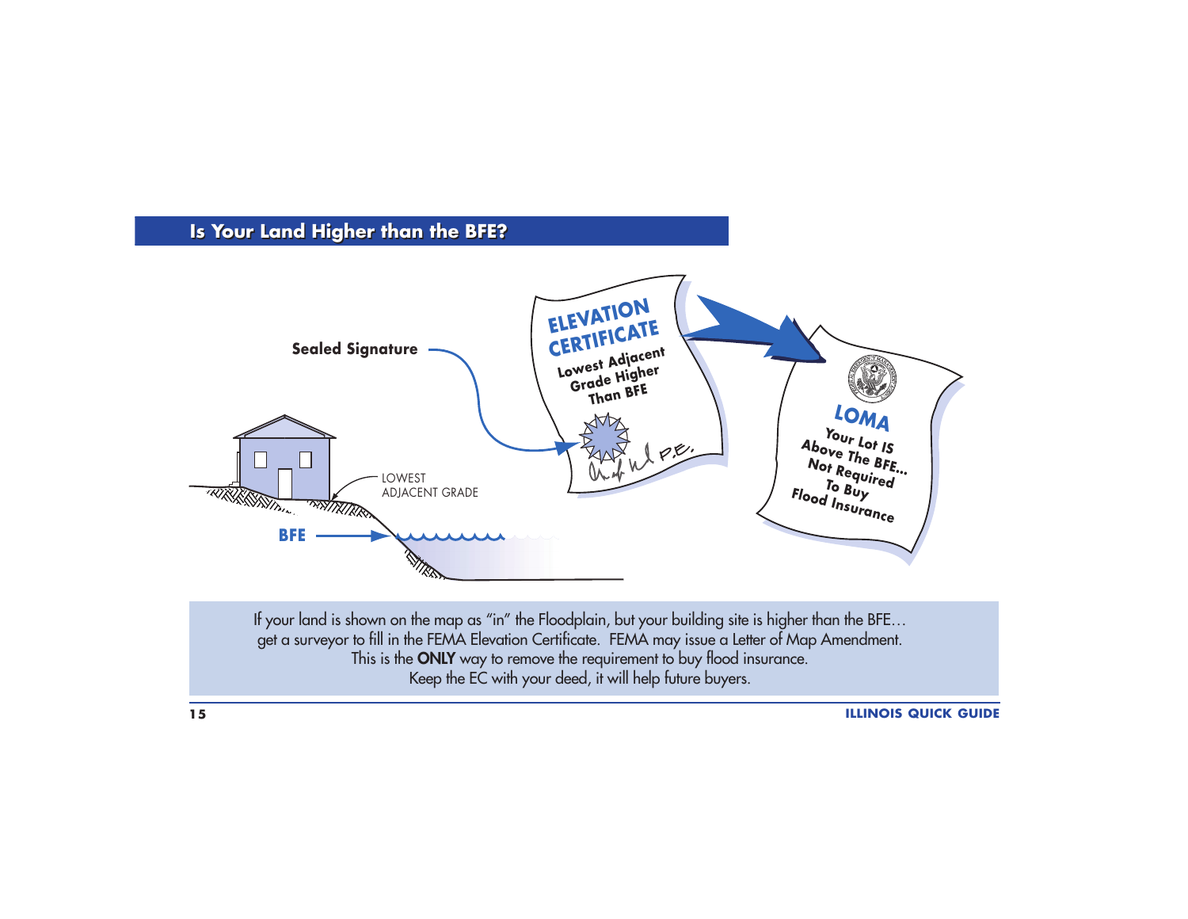## Is Your Land Higher than the BFE?

Sealed Signature

LOWEST ADJACENT GRADE

BFE

ELEVATION CERTIFICATE
Lowest Adjacent Grade Higher Than BFE

LOMA
Your Lot IS Above The BFE... Not Required To Buy Flood Insurance

If your land is shown on the map as "in" the Floodplain, but your building site is higher than the BFE… get a surveyor to fill in the FEMA Elevation Certificate. FEMA may issue a Letter of Map Amendment. This is the **ONLY** way to remove the requirement to buy flood insurance. Keep the EC with your deed, it will help future buyers.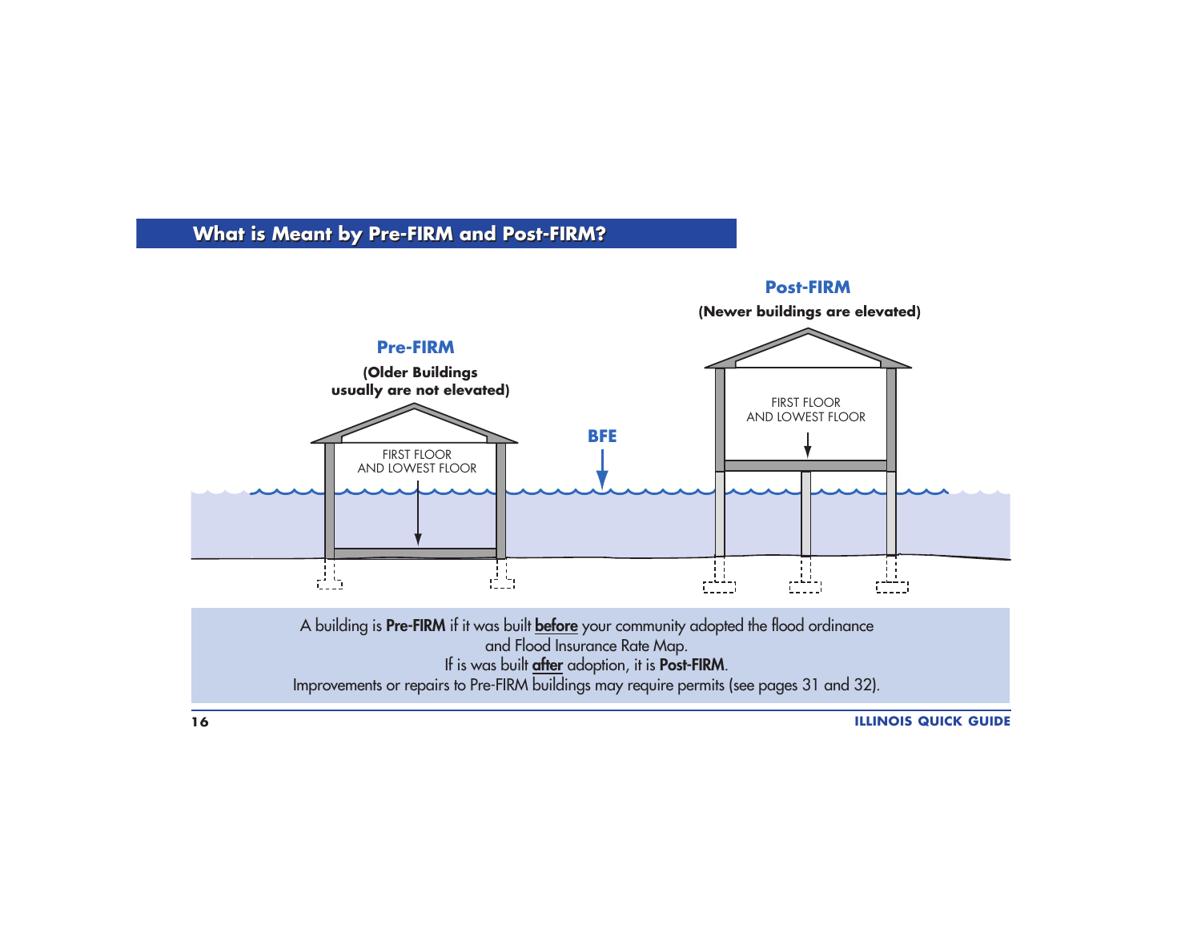## What is Meant by Pre-FIRM and Post-FIRM?

**Pre-FIRM**

**(Older Buildings usually are not elevated)**

FIRST FLOOR AND LOWEST FLOOR

**BFE**

**Post-FIRM**

**(Newer buildings are elevated)**

FIRST FLOOR AND LOWEST FLOOR

A building is **Pre-FIRM** if it was built **before** your community adopted the flood ordinance and Flood Insurance Rate Map.
If is was built **after** adoption, it is **Post-FIRM**.
Improvements or repairs to Pre-FIRM buildings may require permits (see pages 31 and 32).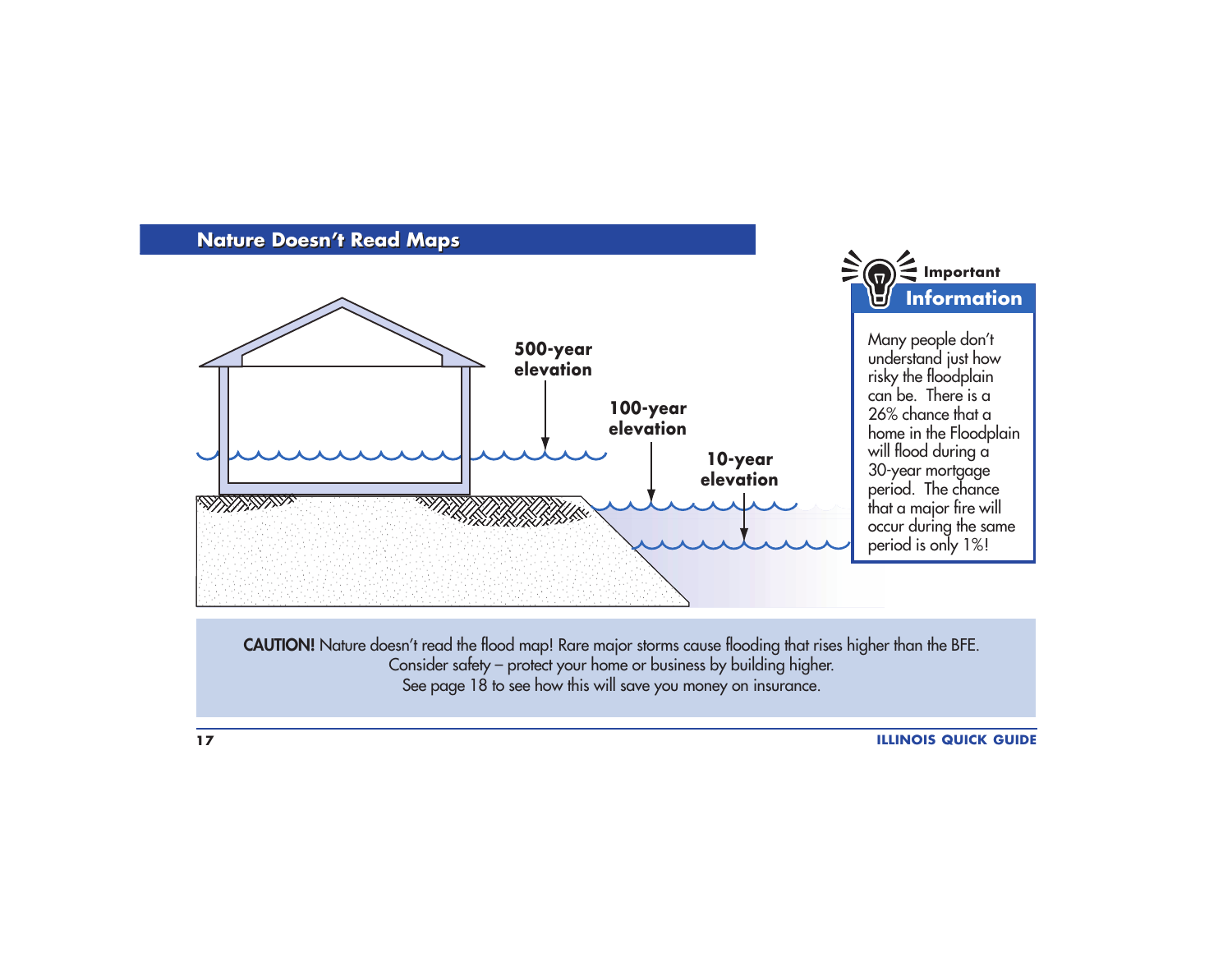## Nature Doesn't Read Maps

500-year elevation

100-year elevation

10-year elevation

**Important Information**

Many people don't understand just how risky the floodplain can be. There is a 26% chance that a home in the Floodplain will flood during a 30-year mortgage period. The chance that a major fire will occur during the same period is only 1%!

**CAUTION!** Nature doesn't read the flood map! Rare major storms cause flooding that rises higher than the BFE. Consider safety – protect your home or business by building higher. See page 18 to see how this will save you money on insurance.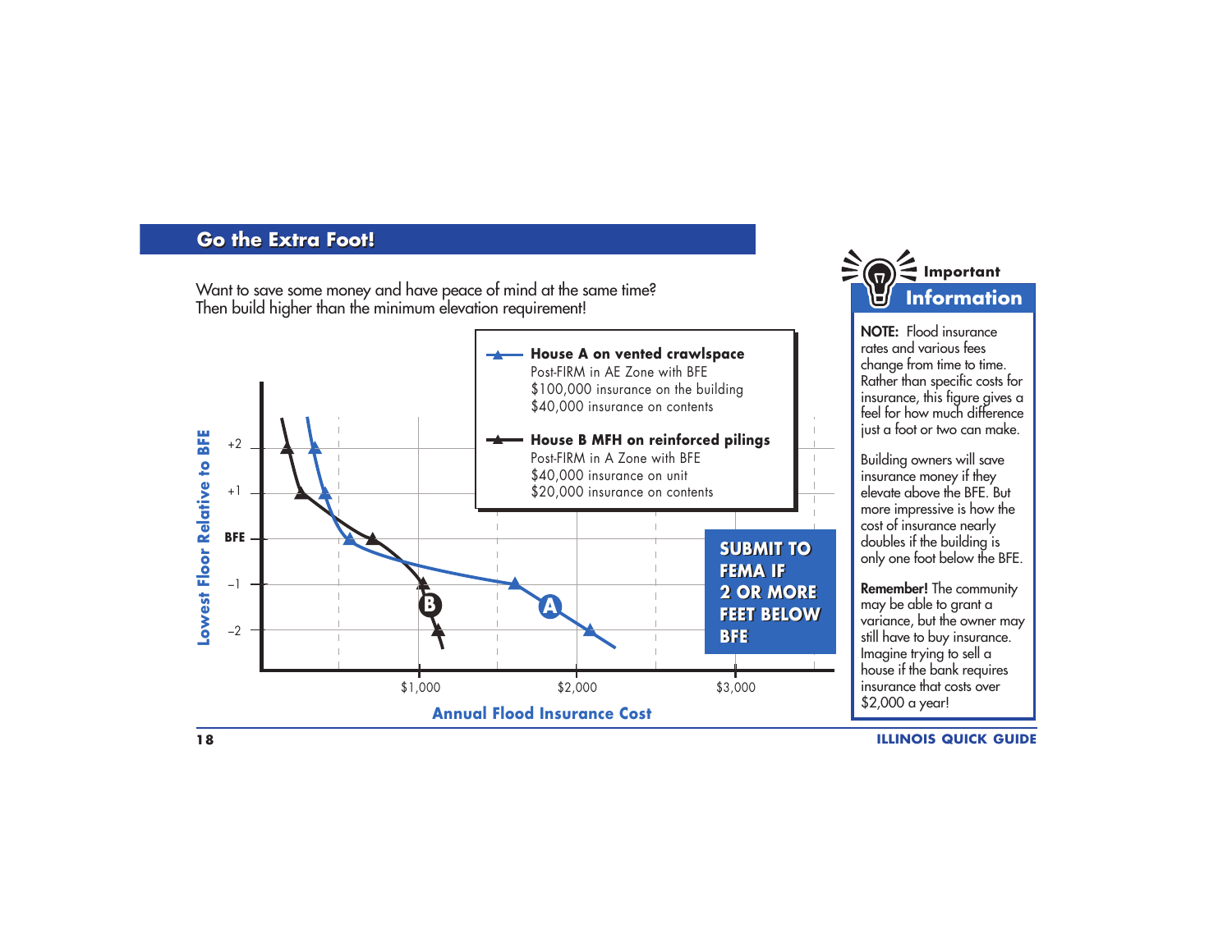## Go the Extra Foot!

Want to save some money and have peace of mind at the same time? Then build higher than the minimum elevation requirement!

**House A on vented crawlspace**
Post-FIRM in AE Zone with BFE
$100,000 insurance on the building
$40,000 insurance on contents

**House B MFH on reinforced pilings**
Post-FIRM in A Zone with BFE
$40,000 insurance on unit
$20,000 insurance on contents

Lowest Floor Relative to BFE: +2, +1, BFE, –1, –2

Annual Flood Insurance Cost: $1,000, $2,000, $3,000

**SUBMIT TO FEMA IF 2 OR MORE FEET BELOW BFE**

### Important Information

**NOTE:** Flood insurance rates and various fees change from time to time. Rather than specific costs for insurance, this figure gives a feel for how much difference just a foot or two can make.

Building owners will save insurance money if they elevate above the BFE. But more impressive is how the cost of insurance nearly doubles if the building is only one foot below the BFE.

**Remember!** The community may be able to grant a variance, but the owner may still have to buy insurance. Imagine trying to sell a house if the bank requires insurance that costs over $2,000 a year!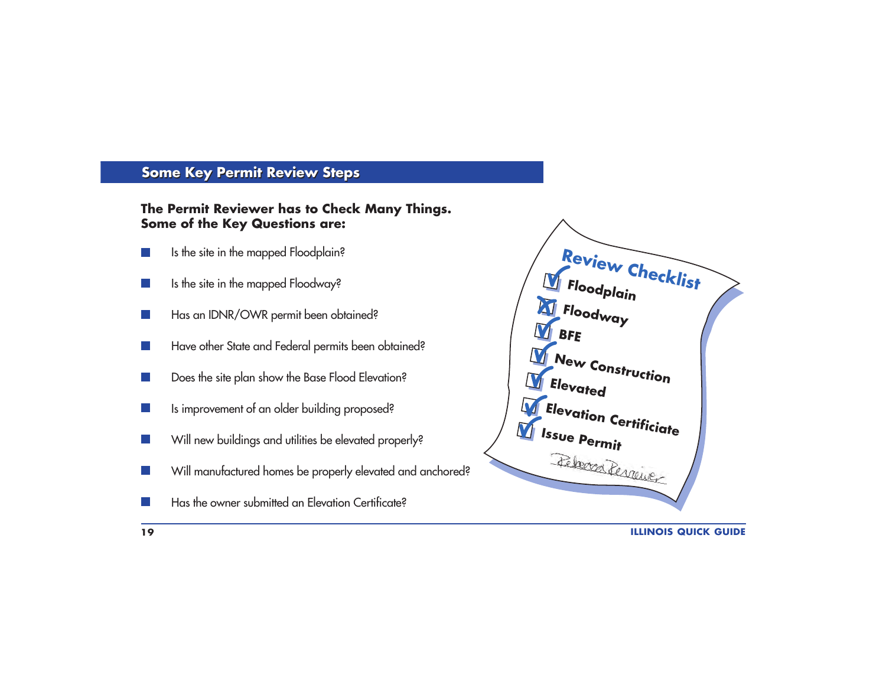## Some Key Permit Review Steps

**The Permit Reviewer has to Check Many Things. Some of the Key Questions are:**

- Is the site in the mapped Floodplain?
- Is the site in the mapped Floodway?
- Has an IDNR/OWR permit been obtained?
- Have other State and Federal permits been obtained?
- Does the site plan show the Base Flood Elevation?
- Is improvement of an older building proposed?
- Will new buildings and utilities be elevated properly?
- Will manufactured homes be properly elevated and anchored?
- Has the owner submitted an Elevation Certificate?

**Review Checklist**

- ☑ Floodplain
- ☒ Floodway
- ☑ BFE
- ☑ New Construction
- ☑ Elevated
- ☑ Elevation Certificate
- ☑ Issue Permit

*Permit Reviewer*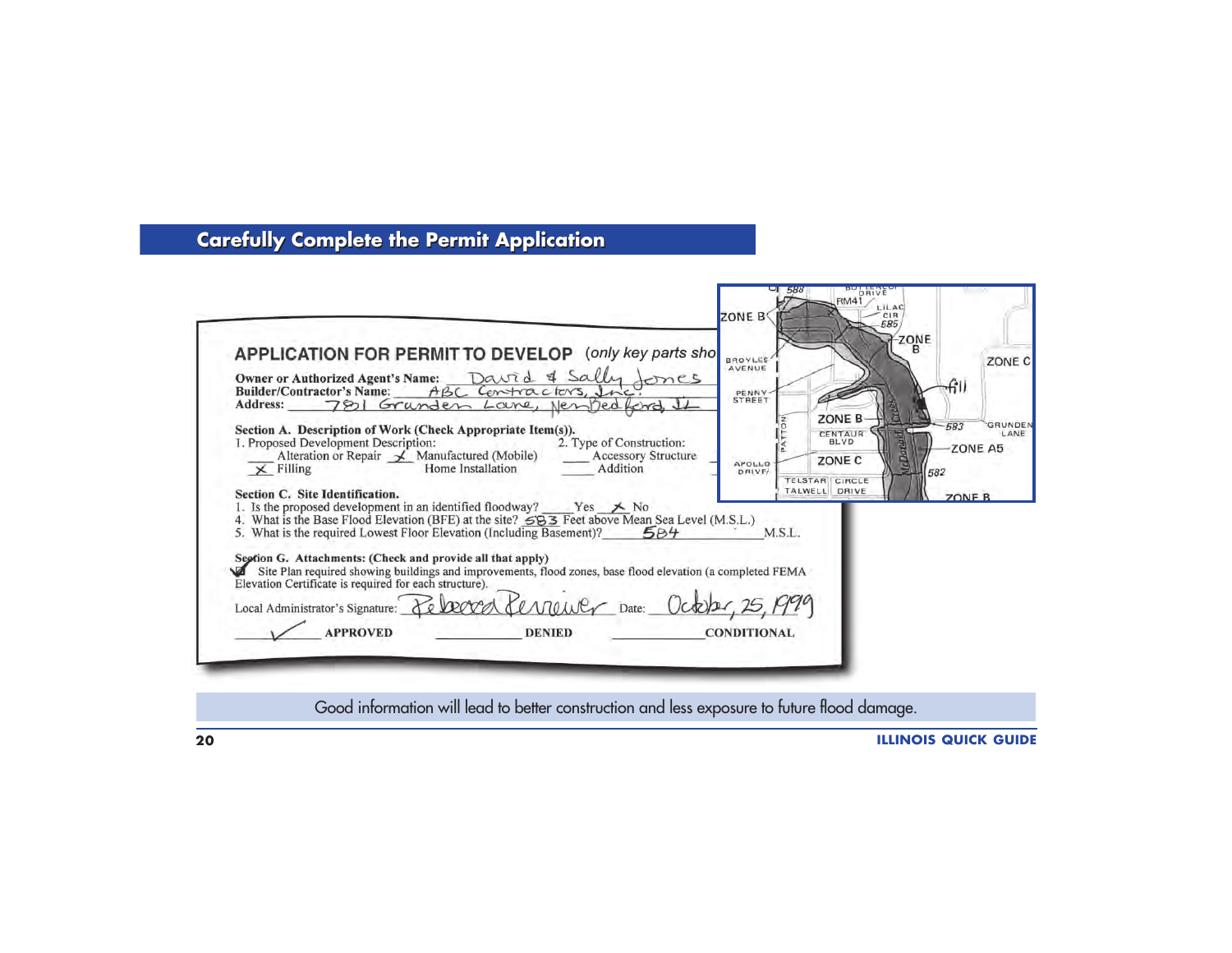## Carefully Complete the Permit Application

**APPLICATION FOR PERMIT TO DEVELOP** *(only key parts sho*

**Owner or Authorized Agent's Name:** David & Sally Jones
**Builder/Contractor's Name:** ABC Contractors, Inc.
**Address:** 7851 Grunden Lane, New Bedford, IL

**Section A. Description of Work (Check Appropriate Item(s)).**

1. Proposed Development Description:
   - ___ Alteration or Repair
   - X Manufactured (Mobile) Home Installation
   - X Filling

2. Type of Construction:
   - ___ Accessory Structure
   - ___ Addition

**Section C. Site Identification.**

1. Is the proposed development in an identified floodway? ___ Yes X No
4. What is the Base Flood Elevation (BFE) at the site? 583 Feet above Mean Sea Level (M.S.L.)
5. What is the required Lowest Floor Elevation (Including Basement)? 584 M.S.L.

**Section G. Attachments: (Check and provide all that apply)**

✓ Site Plan required showing buildings and improvements, flood zones, base flood elevation (a completed FEMA Elevation Certificate is required for each structure).

Local Administrator's Signature: Rebecca Perreiner Date: October 25, 1999

✓ **APPROVED** ___ **DENIED** ___ **CONDITIONAL**

Good information will lead to better construction and less exposure to future flood damage.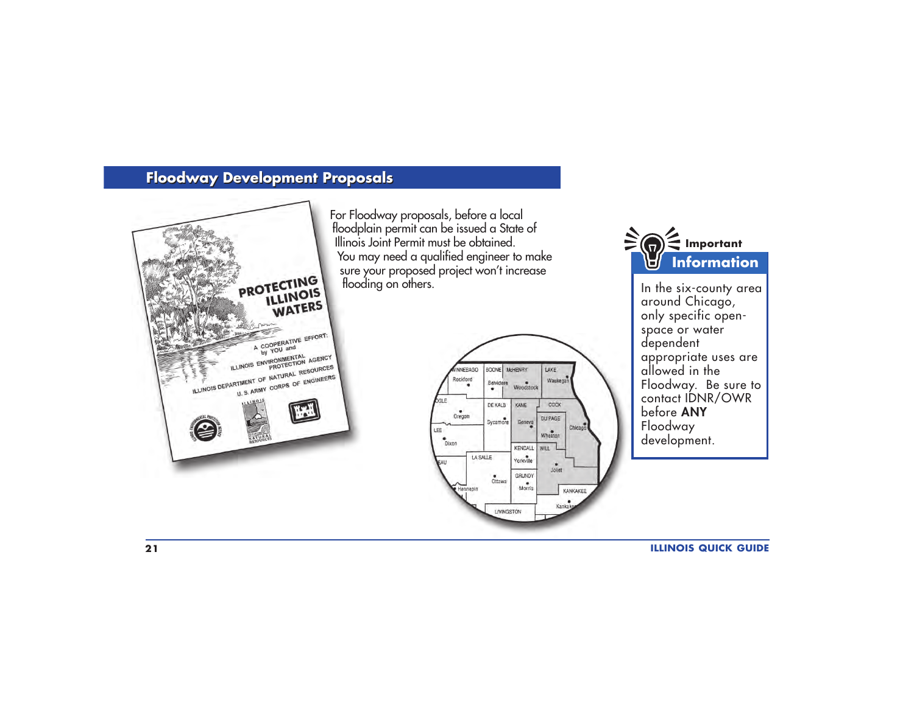## Floodway Development Proposals

For Floodway proposals, before a local floodplain permit can be issued a State of Illinois Joint Permit must be obtained. You may need a qualified engineer to make sure your proposed project won't increase flooding on others.

**Important Information**

In the six-county area around Chicago, only specific open-space or water dependent appropriate uses are allowed in the Floodway. Be sure to contact IDNR/OWR before **ANY** Floodway development.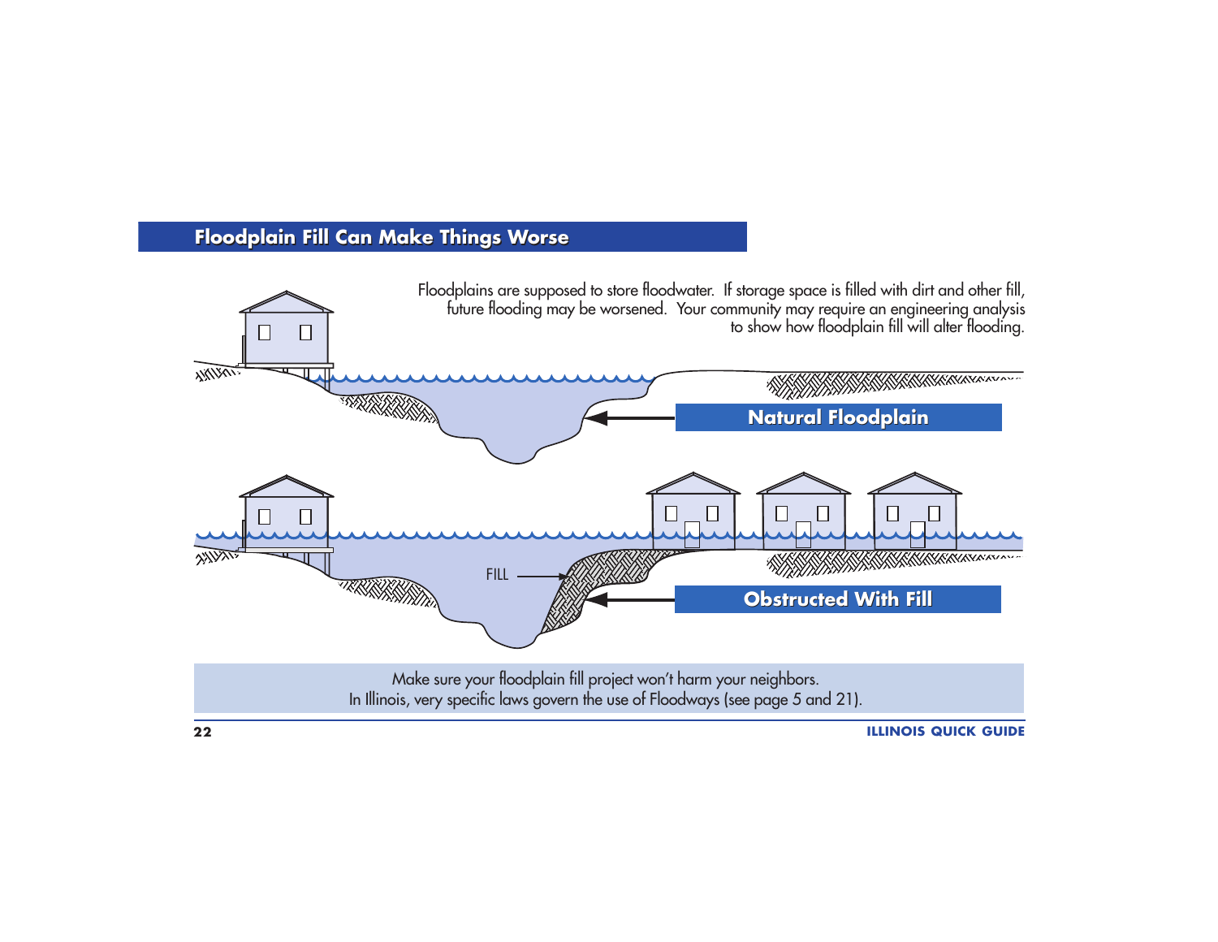## Floodplain Fill Can Make Things Worse

Floodplains are supposed to store floodwater. If storage space is filled with dirt and other fill, future flooding may be worsened. Your community may require an engineering analysis to show how floodplain fill will alter flooding.

**Natural Floodplain**

FILL

**Obstructed With Fill**

Make sure your floodplain fill project won't harm your neighbors.
In Illinois, very specific laws govern the use of Floodways (see page 5 and 21).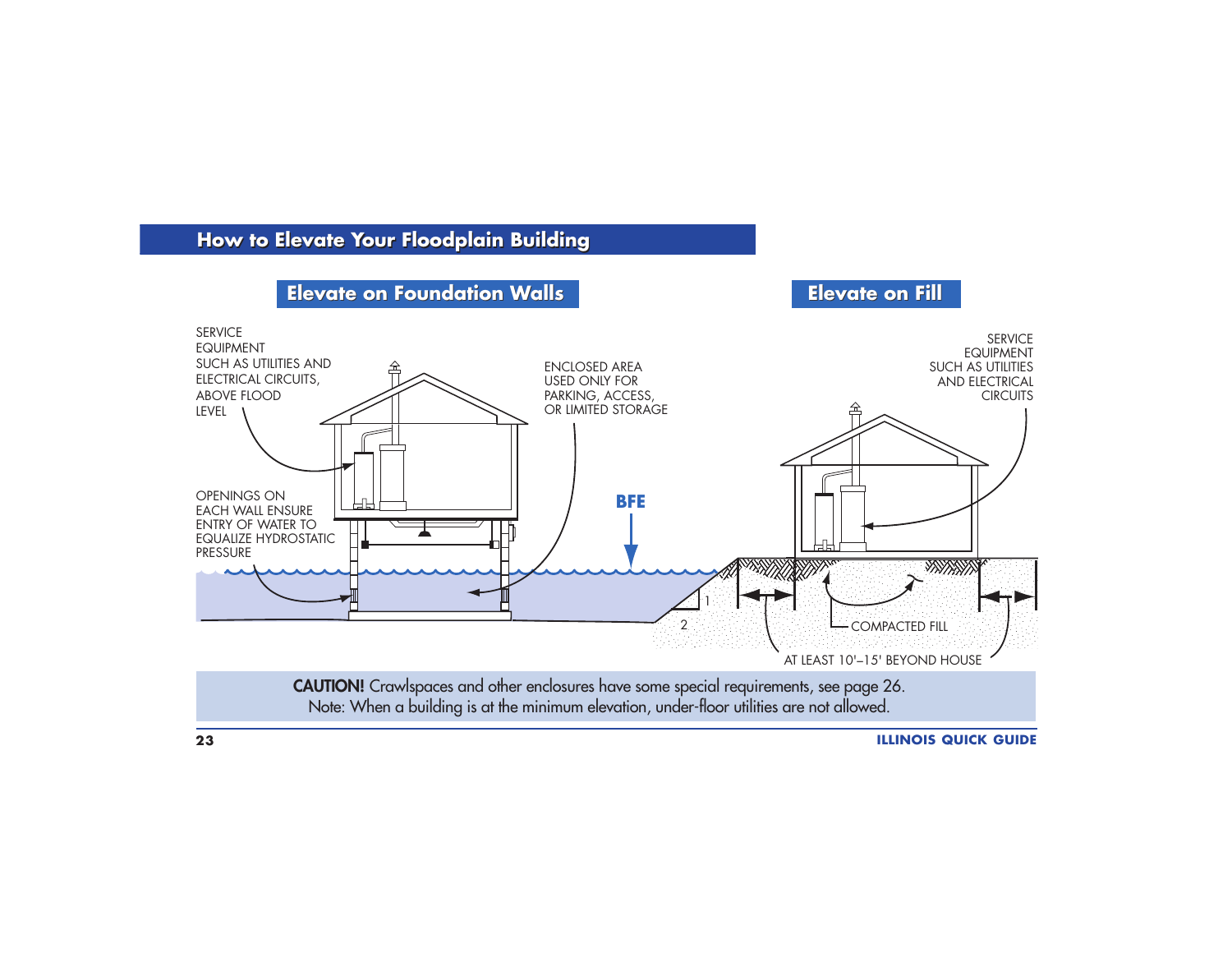## How to Elevate Your Floodplain Building

### Elevate on Foundation Walls

SERVICE EQUIPMENT SUCH AS UTILITIES AND ELECTRICAL CIRCUITS, ABOVE FLOOD LEVEL

ENCLOSED AREA USED ONLY FOR PARKING, ACCESS, OR LIMITED STORAGE

OPENINGS ON EACH WALL ENSURE ENTRY OF WATER TO EQUALIZE HYDROSTATIC PRESSURE

BFE

### Elevate on Fill

SERVICE EQUIPMENT SUCH AS UTILITIES AND ELECTRICAL CIRCUITS

1

2

COMPACTED FILL

AT LEAST 10'–15' BEYOND HOUSE

**CAUTION!** Crawlspaces and other enclosures have some special requirements, see page 26.
Note: When a building is at the minimum elevation, under-floor utilities are not allowed.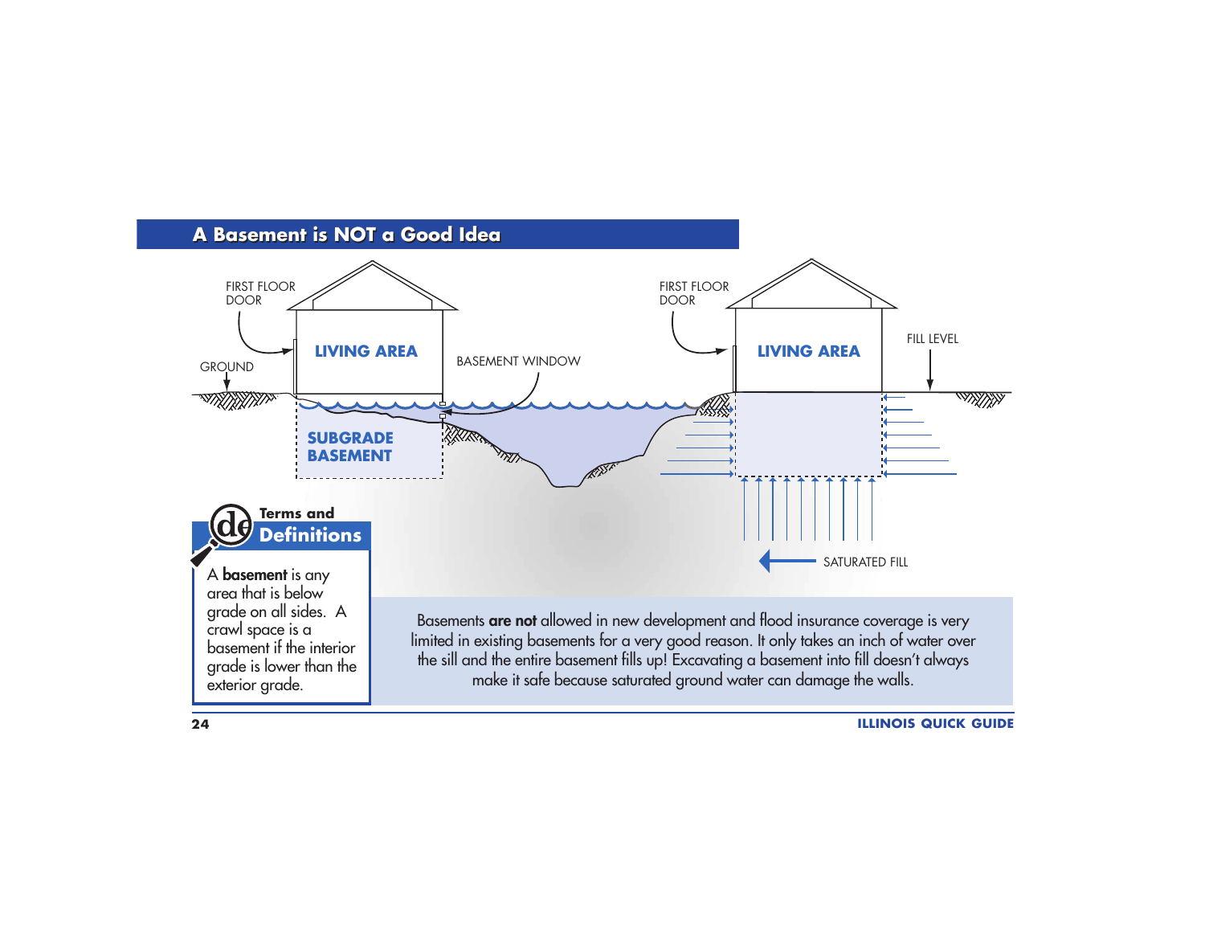## A Basement is NOT a Good Idea

FIRST FLOOR DOOR

GROUND

LIVING AREA

BASEMENT WINDOW

SUBGRADE BASEMENT

FIRST FLOOR DOOR

LIVING AREA

FILL LEVEL

SATURATED FILL

**Terms and Definitions**

A **basement** is any area that is below grade on all sides. A crawl space is a basement if the interior grade is lower than the exterior grade.

Basements **are not** allowed in new development and flood insurance coverage is very limited in existing basements for a very good reason. It only takes an inch of water over the sill and the entire basement fills up! Excavating a basement into fill doesn't always make it safe because saturated ground water can damage the walls.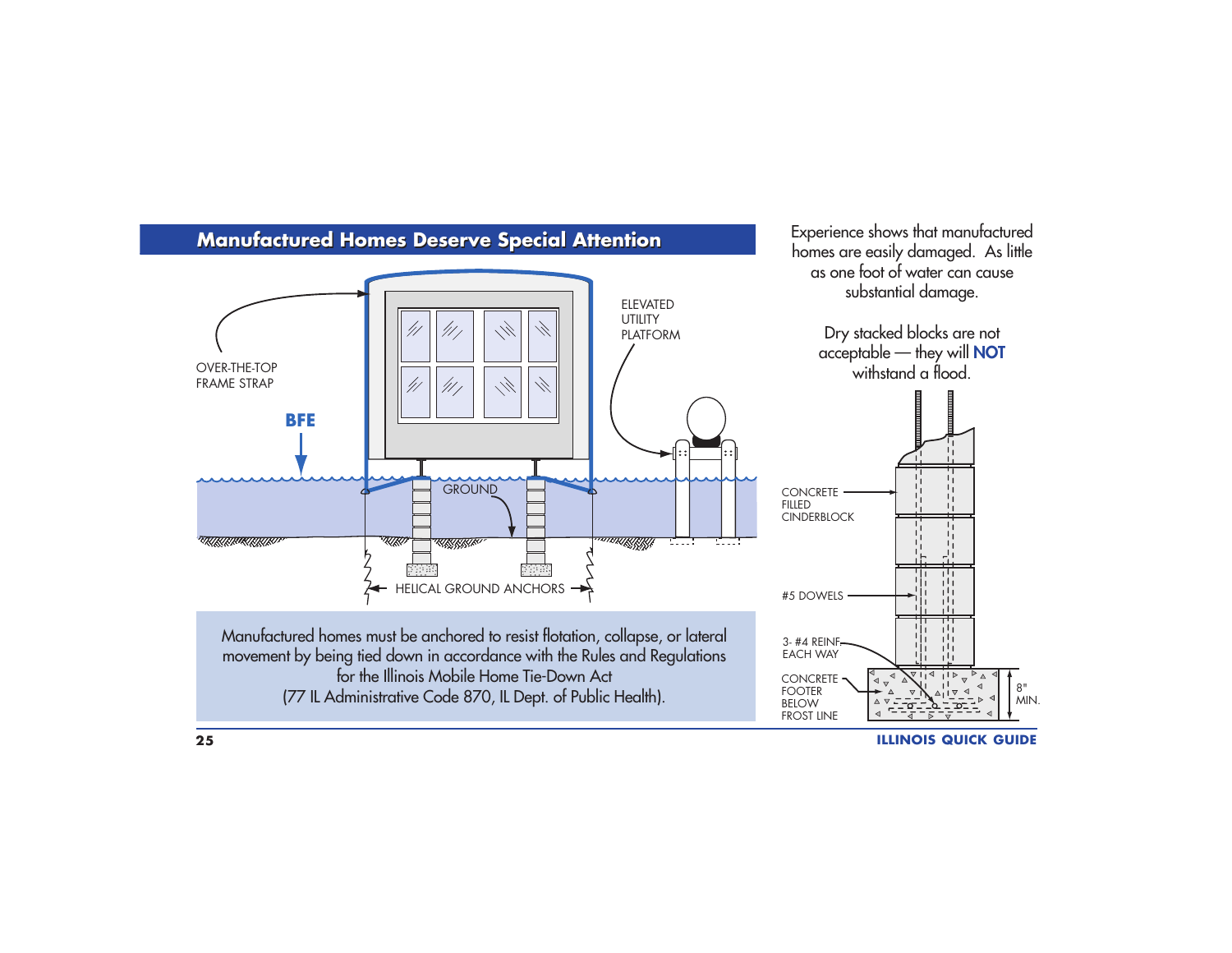## Manufactured Homes Deserve Special Attention

OVER-THE-TOP FRAME STRAP

BFE

ELEVATED UTILITY PLATFORM

GROUND

HELICAL GROUND ANCHORS

Manufactured homes must be anchored to resist flotation, collapse, or lateral movement by being tied down in accordance with the Rules and Regulations for the Illinois Mobile Home Tie-Down Act (77 IL Administrative Code 870, IL Dept. of Public Health).

Experience shows that manufactured homes are easily damaged. As little as one foot of water can cause substantial damage.

Dry stacked blocks are not acceptable — they will **NOT** withstand a flood.

CONCRETE FILLED CINDERBLOCK

#5 DOWELS

3- #4 REINF. EACH WAY

CONCRETE FOOTER BELOW FROST LINE

8" MIN.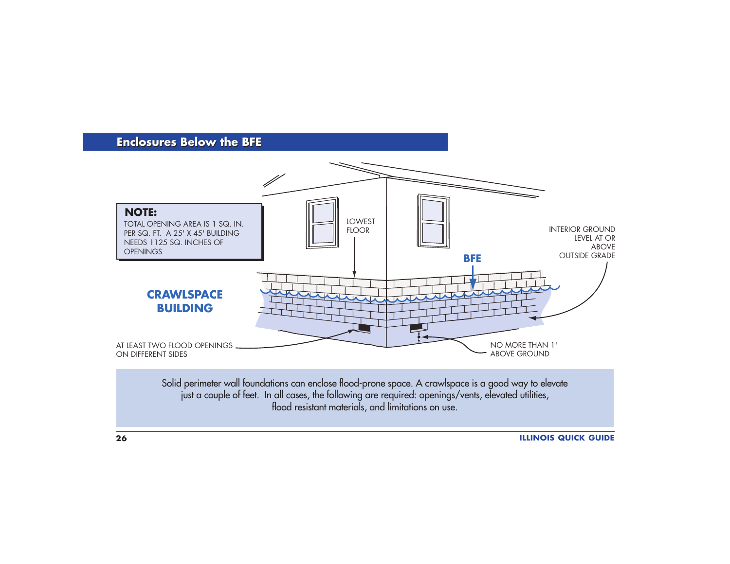## Enclosures Below the BFE

**NOTE:**
TOTAL OPENING AREA IS 1 SQ. IN. PER SQ. FT. A 25' X 45' BUILDING NEEDS 1125 SQ. INCHES OF OPENINGS

**CRAWLSPACE BUILDING**

LOWEST FLOOR

BFE

INTERIOR GROUND LEVEL AT OR ABOVE OUTSIDE GRADE

AT LEAST TWO FLOOD OPENINGS ON DIFFERENT SIDES

NO MORE THAN 1' ABOVE GROUND

Solid perimeter wall foundations can enclose flood-prone space. A crawlspace is a good way to elevate just a couple of feet. In all cases, the following are required: openings/vents, elevated utilities, flood resistant materials, and limitations on use.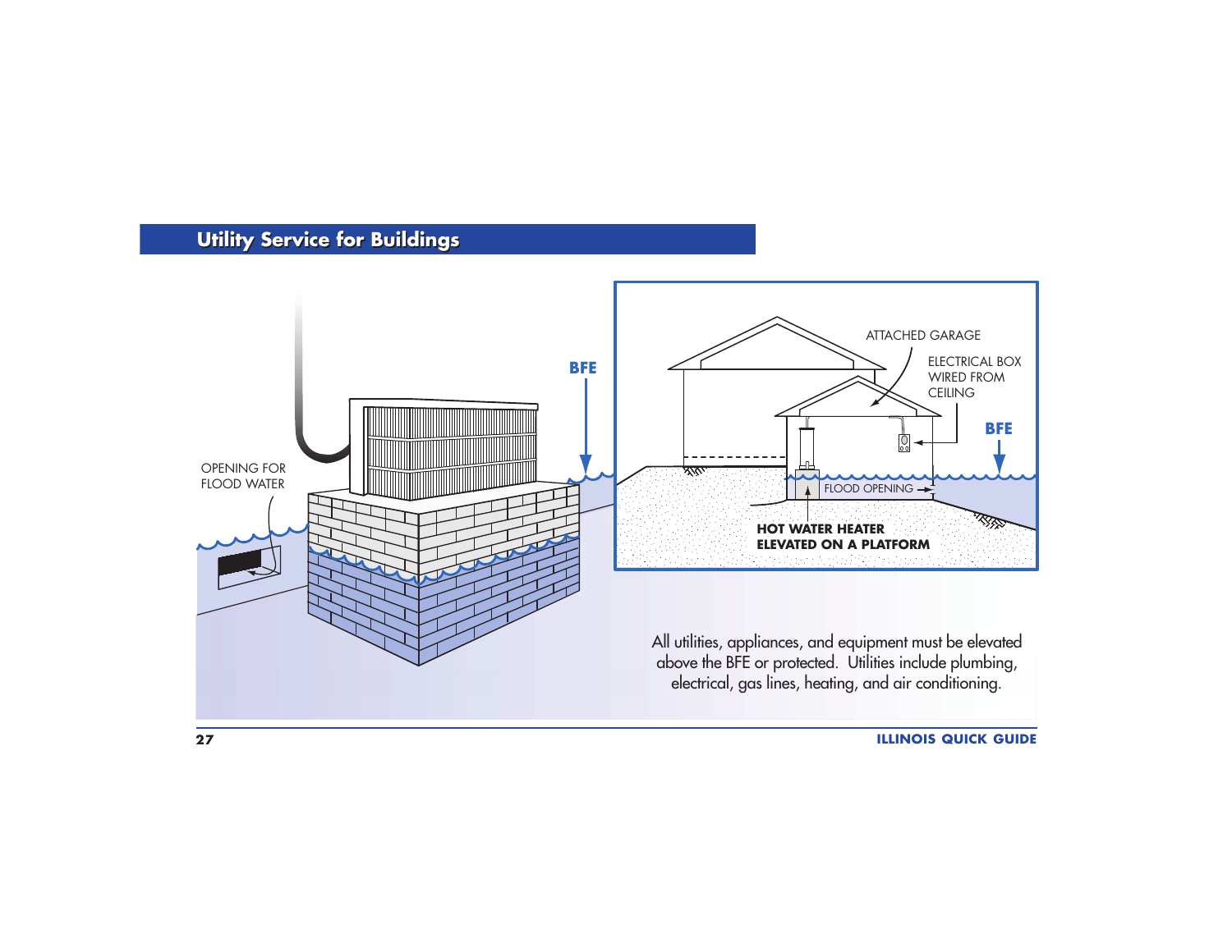## Utility Service for Buildings

OPENING FOR FLOOD WATER

BFE

ATTACHED GARAGE

ELECTRICAL BOX WIRED FROM CEILING

BFE

FLOOD OPENING

**HOT WATER HEATER ELEVATED ON A PLATFORM**

All utilities, appliances, and equipment must be elevated above the BFE or protected. Utilities include plumbing, electrical, gas lines, heating, and air conditioning.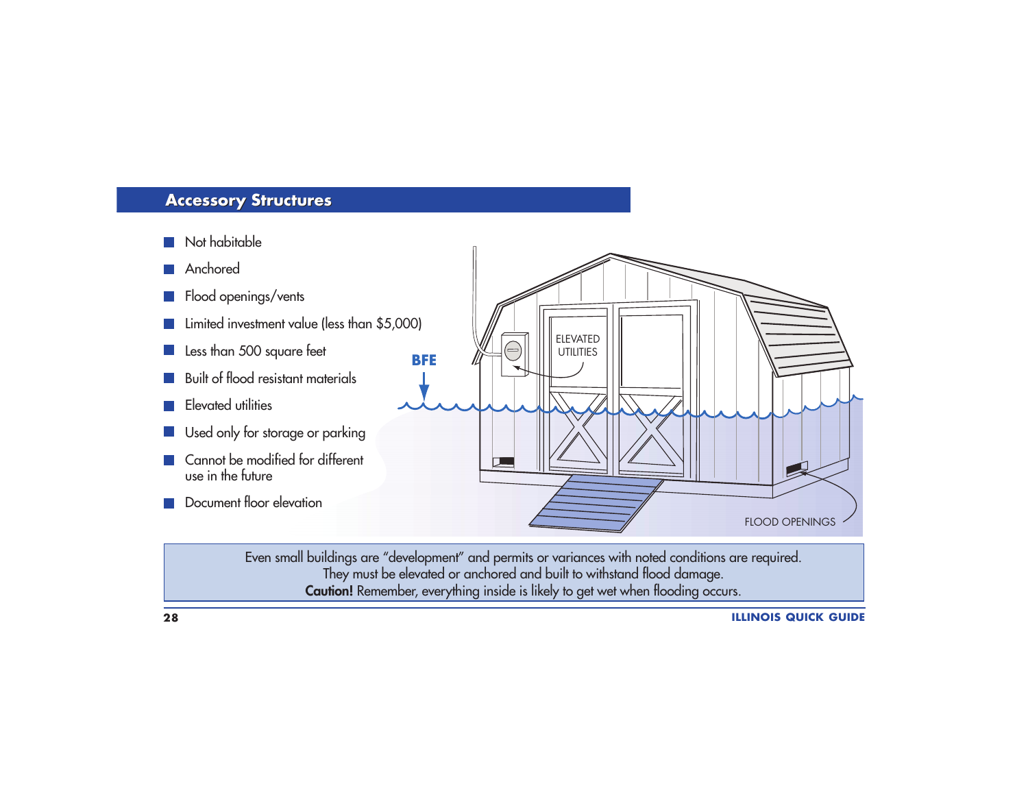## Accessory Structures

- Not habitable
- Anchored
- Flood openings/vents
- Limited investment value (less than $5,000)
- Less than 500 square feet
- Built of flood resistant materials
- Elevated utilities
- Used only for storage or parking
- Cannot be modified for different use in the future
- Document floor elevation

Even small buildings are "development" and permits or variances with noted conditions are required. They must be elevated or anchored and built to withstand flood damage. **Caution!** Remember, everything inside is likely to get wet when flooding occurs.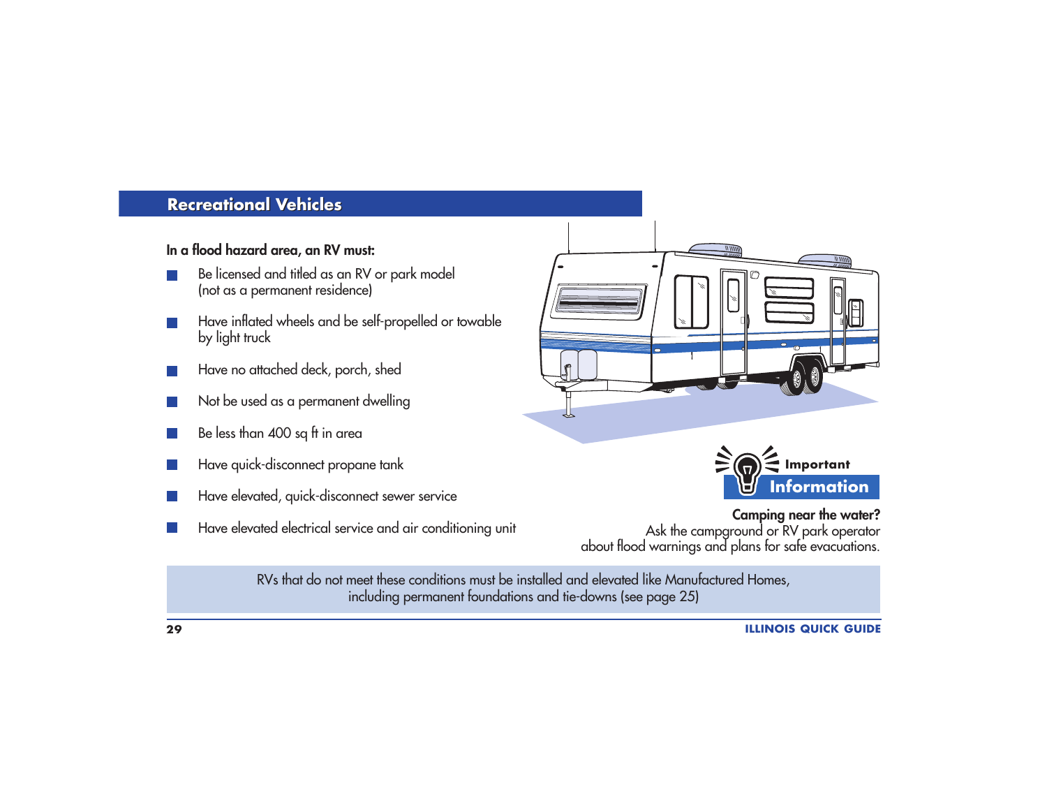## Recreational Vehicles

**In a flood hazard area, an RV must:**

- Be licensed and titled as an RV or park model (not as a permanent residence)
- Have inflated wheels and be self-propelled or towable by light truck
- Have no attached deck, porch, shed
- Not be used as a permanent dwelling
- Be less than 400 sq ft in area
- Have quick-disconnect propane tank
- Have elevated, quick-disconnect sewer service
- Have elevated electrical service and air conditioning unit

**Important Information**

**Camping near the water?**
Ask the campground or RV park operator about flood warnings and plans for safe evacuations.

RVs that do not meet these conditions must be installed and elevated like Manufactured Homes, including permanent foundations and tie-downs (see page 25)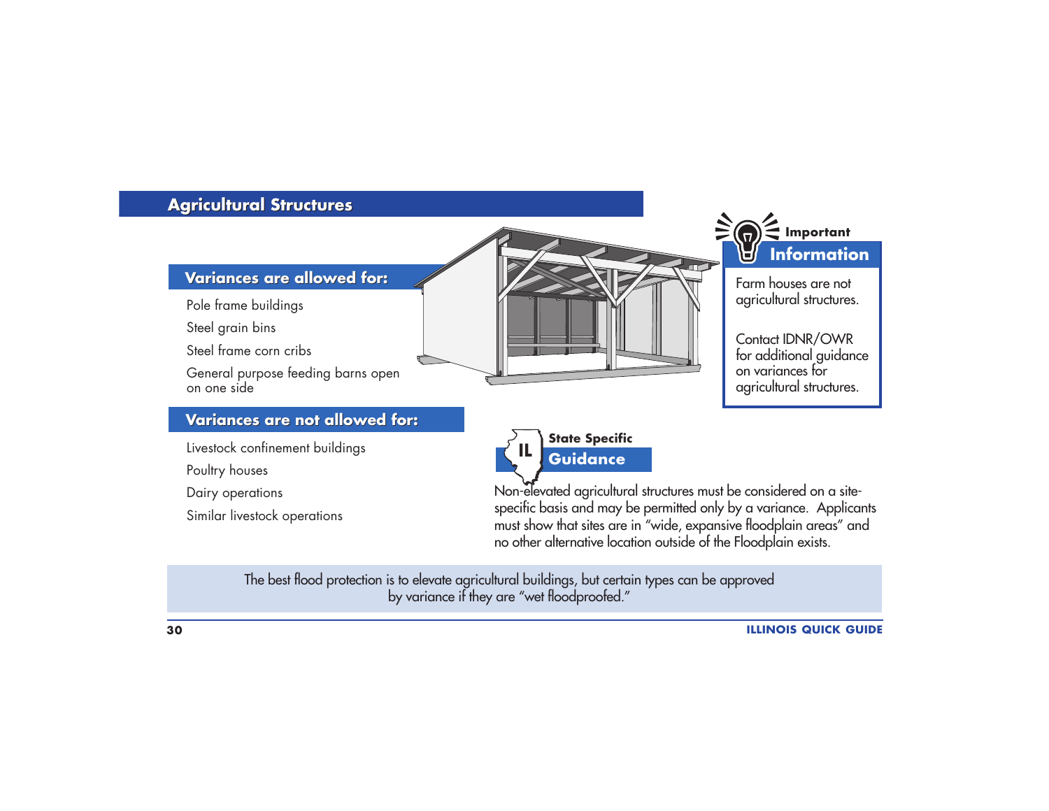## Agricultural Structures

### Variances are allowed for:

- Pole frame buildings
- Steel grain bins
- Steel frame corn cribs
- General purpose feeding barns open on one side

### Variances are not allowed for:

- Livestock confinement buildings
- Poultry houses
- Dairy operations
- Similar livestock operations

**Important Information**

Farm houses are not agricultural structures.

Contact IDNR/OWR for additional guidance on variances for agricultural structures.

**IL State Specific Guidance**

Non-elevated agricultural structures must be considered on a site-specific basis and may be permitted only by a variance. Applicants must show that sites are in "wide, expansive floodplain areas" and no other alternative location outside of the Floodplain exists.

The best flood protection is to elevate agricultural buildings, but certain types can be approved by variance if they are "wet floodproofed."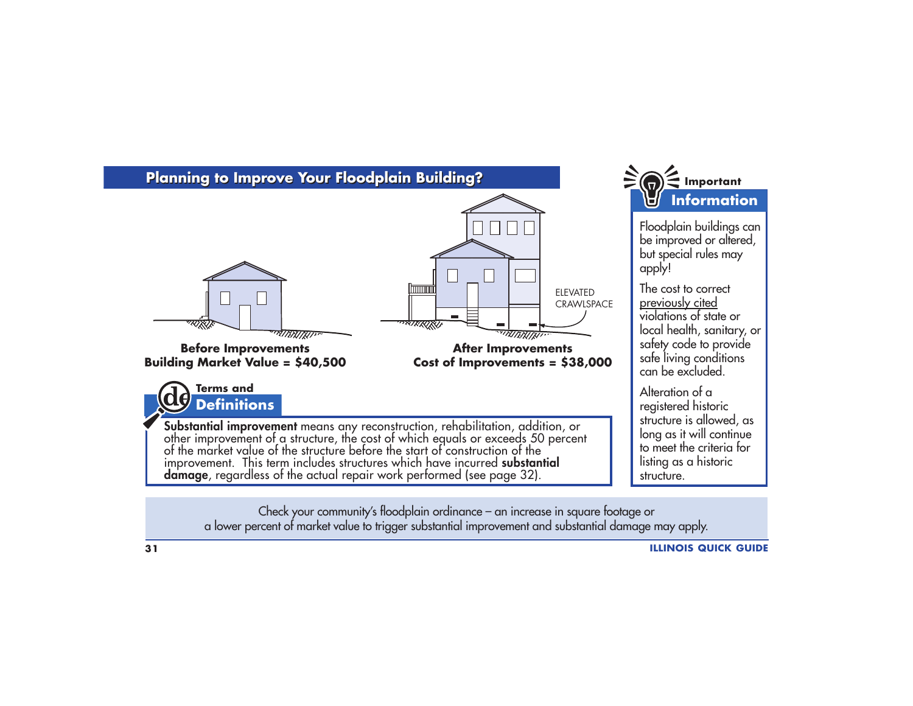## Planning to Improve Your Floodplain Building?

ELEVATED CRAWLSPACE

**Before Improvements**
**Building Market Value = $40,500**

**After Improvements**
**Cost of Improvements = $38,000**

### Terms and Definitions

**Substantial improvement** means any reconstruction, rehabilitation, addition, or other improvement of a structure, the cost of which equals or exceeds 50 percent of the market value of the structure before the start of construction of the improvement. This term includes structures which have incurred **substantial damage**, regardless of the actual repair work performed (see page 32).

### Important Information

Floodplain buildings can be improved or altered, but special rules may apply!

The cost to correct previously cited violations of state or local health, sanitary, or safety code to provide safe living conditions can be excluded.

Alteration of a registered historic structure is allowed, as long as it will continue to meet the criteria for listing as a historic structure.

Check your community's floodplain ordinance – an increase in square footage or a lower percent of market value to trigger substantial improvement and substantial damage may apply.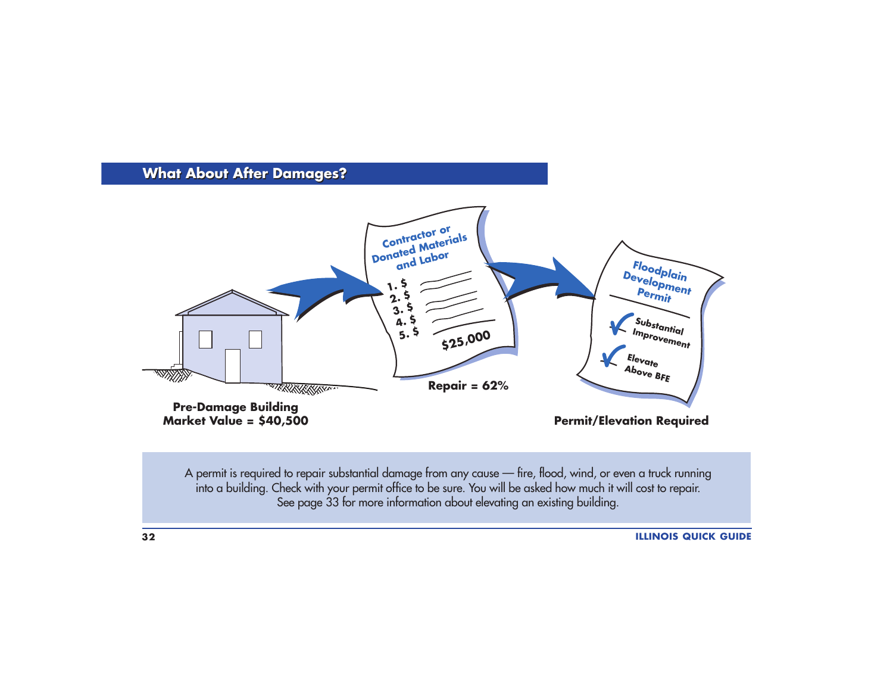## What About After Damages?

Contractor or Donated Materials and Labor

1. $
2. $
3. $
4. $
5. $

$25,000

Floodplain Development Permit

Substantial Improvement

Elevate Above BFE

**Pre-Damage Building Market Value = $40,500**

**Repair = 62%**

**Permit/Elevation Required**

A permit is required to repair substantial damage from any cause — fire, flood, wind, or even a truck running into a building. Check with your permit office to be sure. You will be asked how much it will cost to repair. See page 33 for more information about elevating an existing building.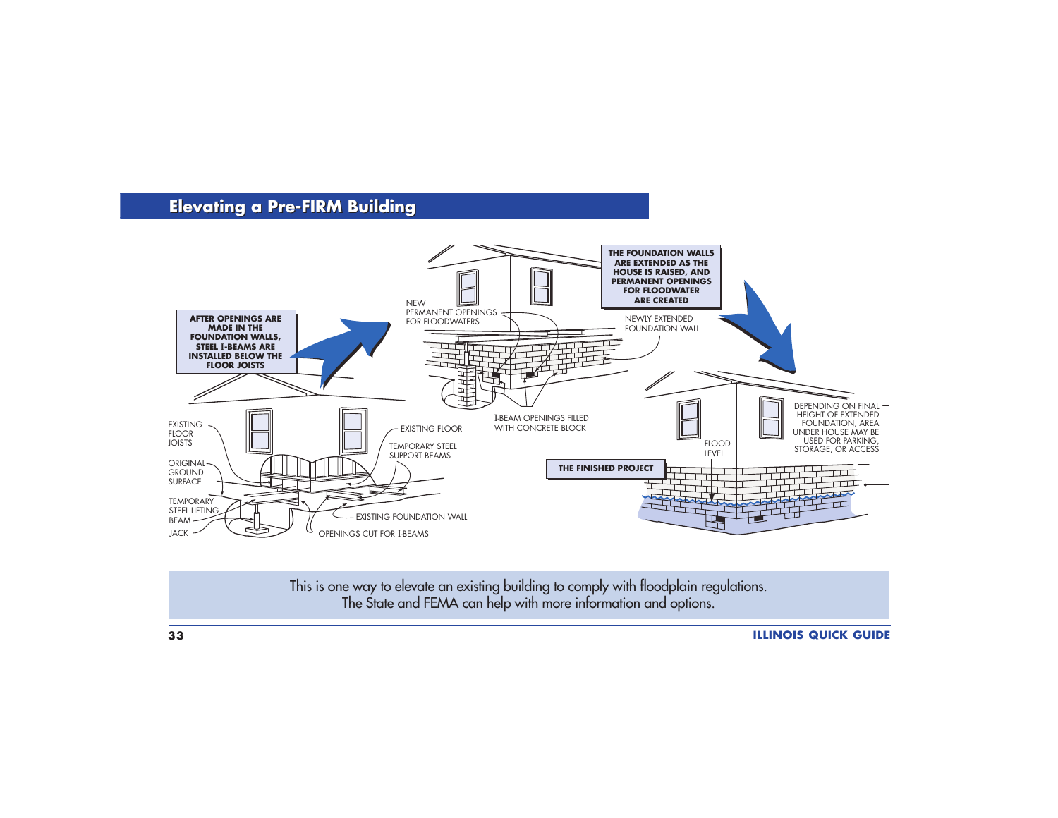## Elevating a Pre-FIRM Building

AFTER OPENINGS ARE MADE IN THE FOUNDATION WALLS, STEEL I-BEAMS ARE INSTALLED BELOW THE FLOOR JOISTS

EXISTING FLOOR JOISTS

ORIGINAL GROUND SURFACE

TEMPORARY STEEL LIFTING BEAM

JACK

EXISTING FLOOR

TEMPORARY STEEL SUPPORT BEAMS

EXISTING FOUNDATION WALL

OPENINGS CUT FOR I-BEAMS

NEW PERMANENT OPENINGS FOR FLOODWATERS

THE FOUNDATION WALLS ARE EXTENDED AS THE HOUSE IS RAISED, AND PERMANENT OPENINGS FOR FLOODWATER ARE CREATED

NEWLY EXTENDED FOUNDATION WALL

I-BEAM OPENINGS FILLED WITH CONCRETE BLOCK

THE FINISHED PROJECT

FLOOD LEVEL

DEPENDING ON FINAL HEIGHT OF EXTENDED FOUNDATION, AREA UNDER HOUSE MAY BE USED FOR PARKING, STORAGE, OR ACCESS

This is one way to elevate an existing building to comply with floodplain regulations.
The State and FEMA can help with more information and options.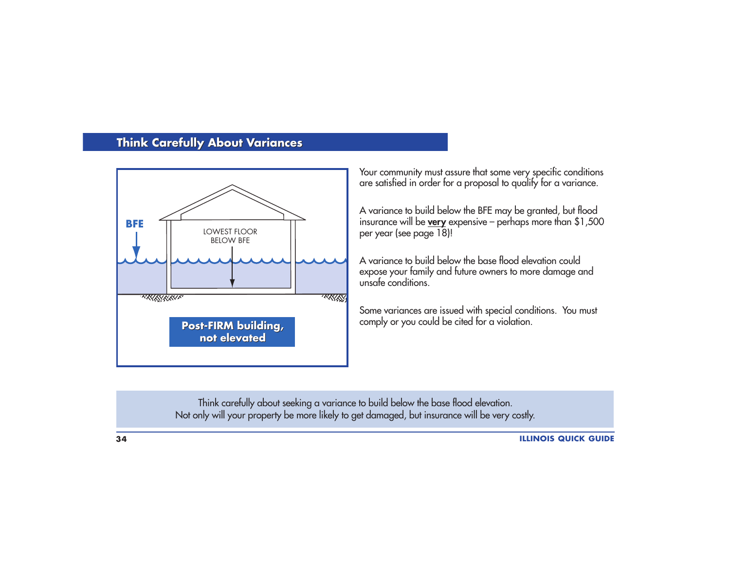## Think Carefully About Variances

BFE

LOWEST FLOOR BELOW BFE

**Post-FIRM building, not elevated**

Your community must assure that some very specific conditions are satisfied in order for a proposal to qualify for a variance.

A variance to build below the BFE may be granted, but flood insurance will be **very** expensive – perhaps more than $1,500 per year (see page 18)!

A variance to build below the base flood elevation could expose your family and future owners to more damage and unsafe conditions.

Some variances are issued with special conditions. You must comply or you could be cited for a violation.

Think carefully about seeking a variance to build below the base flood elevation. Not only will your property be more likely to get damaged, but insurance will be very costly.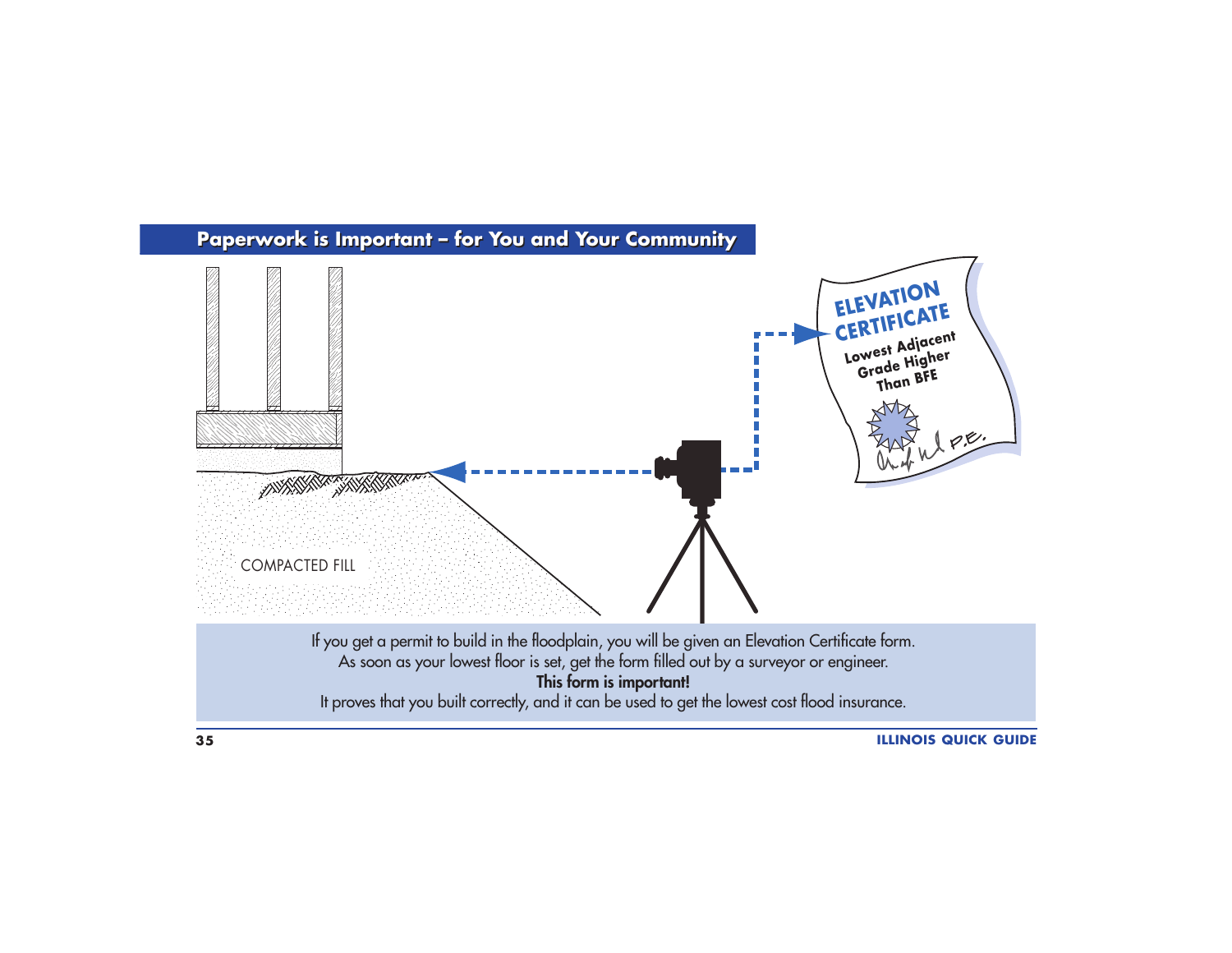## Paperwork is Important – for You and Your Community

COMPACTED FILL

ELEVATION CERTIFICATE

Lowest Adjacent Grade Higher Than BFE

P.E.

If you get a permit to build in the floodplain, you will be given an Elevation Certificate form.
As soon as your lowest floor is set, get the form filled out by a surveyor or engineer.
**This form is important!**
It proves that you built correctly, and it can be used to get the lowest cost flood insurance.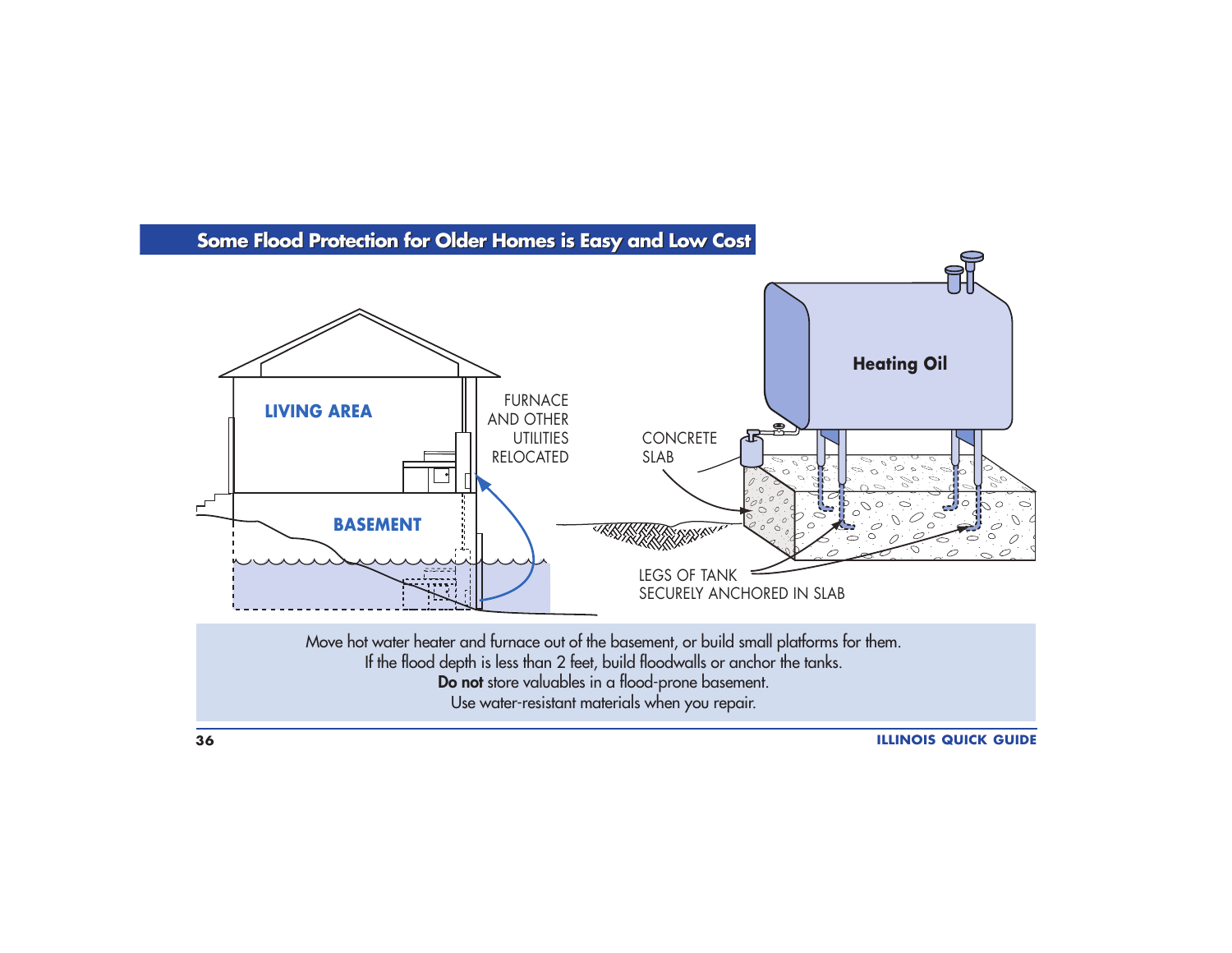## Some Flood Protection for Older Homes is Easy and Low Cost

LIVING AREA

BASEMENT

FURNACE AND OTHER UTILITIES RELOCATED

CONCRETE SLAB

Heating Oil

LEGS OF TANK SECURELY ANCHORED IN SLAB

Move hot water heater and furnace out of the basement, or build small platforms for them.
If the flood depth is less than 2 feet, build floodwalls or anchor the tanks.
**Do not** store valuables in a flood-prone basement.
Use water-resistant materials when you repair.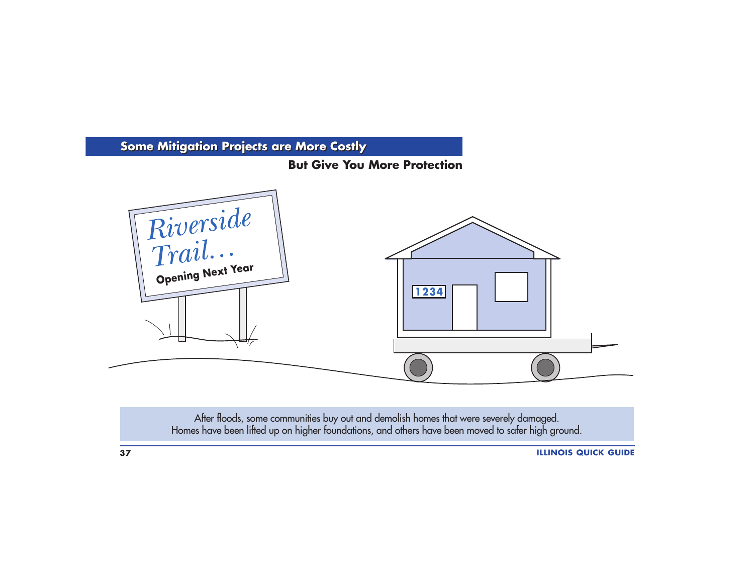## Some Mitigation Projects are More Costly

**But Give You More Protection**

After floods, some communities buy out and demolish homes that were severely damaged.
Homes have been lifted up on higher foundations, and others have been moved to safer high ground.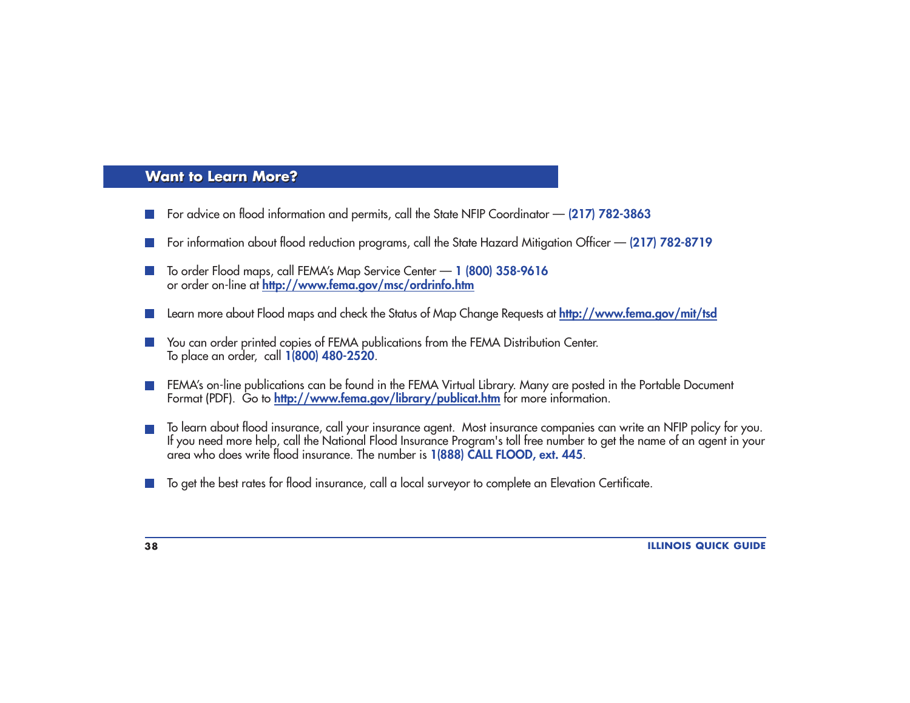## Want to Learn More?

- For advice on flood information and permits, call the State NFIP Coordinator — **(217) 782-3863**
- For information about flood reduction programs, call the State Hazard Mitigation Officer — **(217) 782-8719**
- To order Flood maps, call FEMA's Map Service Center — **1 (800) 358-9616** or order on-line at **http://www.fema.gov/msc/ordrinfo.htm**
- Learn more about Flood maps and check the Status of Map Change Requests at **http://www.fema.gov/mit/tsd**
- You can order printed copies of FEMA publications from the FEMA Distribution Center. To place an order, call **1(800) 480-2520**.
- FEMA's on-line publications can be found in the FEMA Virtual Library. Many are posted in the Portable Document Format (PDF). Go to **http://www.fema.gov/library/publicat.htm** for more information.
- To learn about flood insurance, call your insurance agent. Most insurance companies can write an NFIP policy for you. If you need more help, call the National Flood Insurance Program's toll free number to get the name of an agent in your area who does write flood insurance. The number is **1(888) CALL FLOOD, ext. 445**.
- To get the best rates for flood insurance, call a local surveyor to complete an Elevation Certificate.